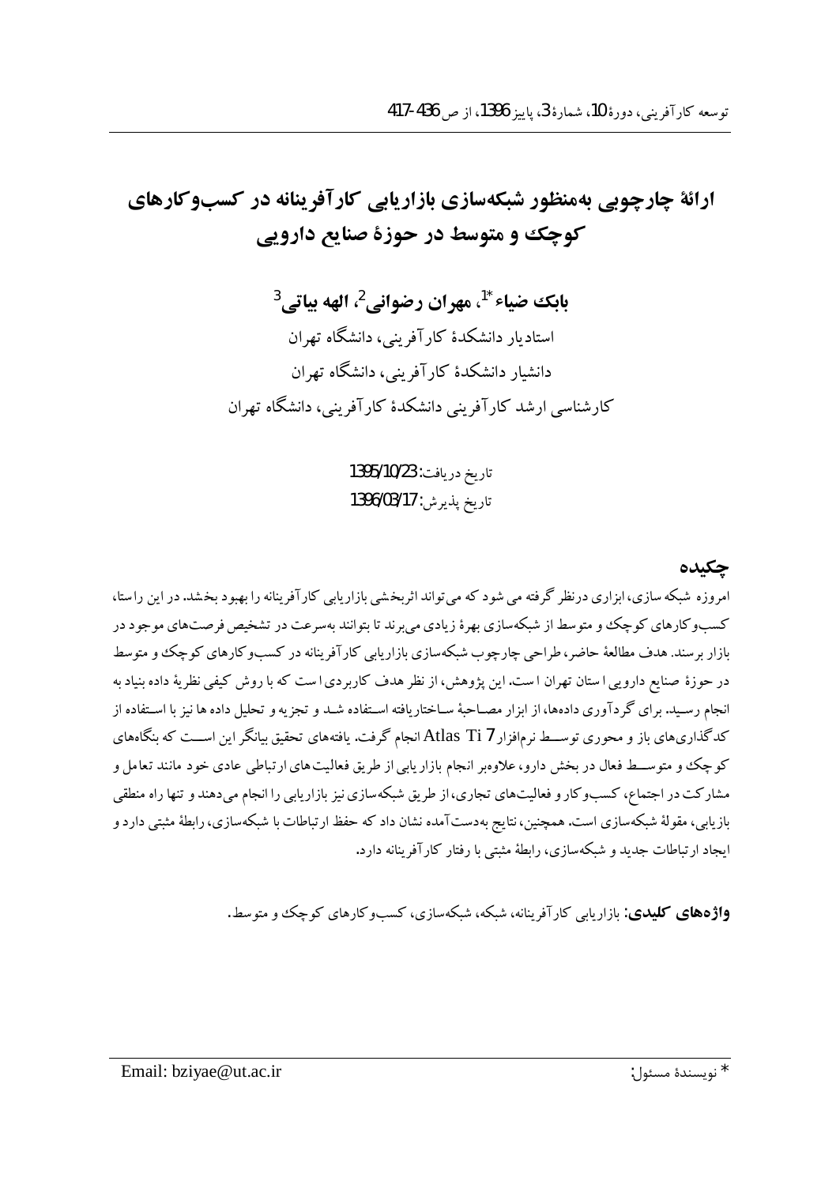# ارائهٔ چارچوبی به‌منظور شبکه‌سازی بازاریابی کارآفرینانه در کسب‌وکارهای کوچک و متوسط در حوزهٔ صنایع دارویی

**بابک ضیاء[1*]، مهران رضوانی[2]، الهه بیاتی[3]**

[1] استادیار دانشکدهٔ کارآفرینی، دانشگاه تهران

[2] دانشیار دانشکدهٔ کارآفرینی، دانشگاه تهران

[3] کارشناسی ارشد کارآفرینی دانشکدهٔ کارآفرینی، دانشگاه تهران

تاریخ دریافت: 1395/10/23

تاریخ پذیرش: 1396/03/17

## چکیده

امروزه شبکه‌سازی، ابزاری درنظر گرفته می‌شود که می‌تواند اثربخشی بازاریابی کارآفرینانه را بهبود بخشد. در این راستا، کسب‌وکارهای کوچک و متوسط از شبکه‌سازی بهرهٔ زیادی می‌برند تا بتوانند به‌سرعت در تشخیص فرصت‌های موجود در بازار برسند. هدف مطالعهٔ حاضر، طراحی چارچوب شبکه‌سازی بازاریابی کارآفرینانه در کسب‌وکارهای کوچک و متوسط در حوزهٔ صنایع دارویی استان تهران است. این پژوهش، از نظر هدف کاربردی است که با روش کیفی نظریهٔ داده بنیاد به انجام رسید. برای گردآوری داده‌ها، از ابزار مصاحبهٔ ساختاریافته استفاده شد و تجزیه و تحلیل داده‌ها نیز با استفاده از کدگذاری‌های باز و محوری توسط نرم‌افزار Atlas Ti 7 انجام گرفت. یافته‌های تحقیق بیانگر این است که بنگاه‌های کوچک و متوسط فعال در بخش دارو، علاوه‌بر انجام بازاریابی از طریق فعالیت‌های ارتباطی عادی خود مانند تعامل و مشارکت در اجتماع، کسب‌وکار و فعالیت‌های تجاری، از طریق شبکه‌سازی نیز بازاریابی را انجام می‌دهند و تنها راه منطقی بازیابی، مقولهٔ شبکه‌سازی است. همچنین، نتایج به‌دست‌آمده نشان داد که حفظ ارتباطات با شبکه‌سازی، رابطهٔ مثبتی دارد و ایجاد ارتباطات جدید و شبکه‌سازی، رابطهٔ مثبتی با رفتار کارآفرینانه دارد.

**واژه‌های کلیدی:** بازاریابی کارآفرینانه، شبکه، شبکه‌سازی، کسب‌وکارهای کوچک و متوسط.

* نویسندهٔ مسئول: Email: bziyae@ut.ac.ir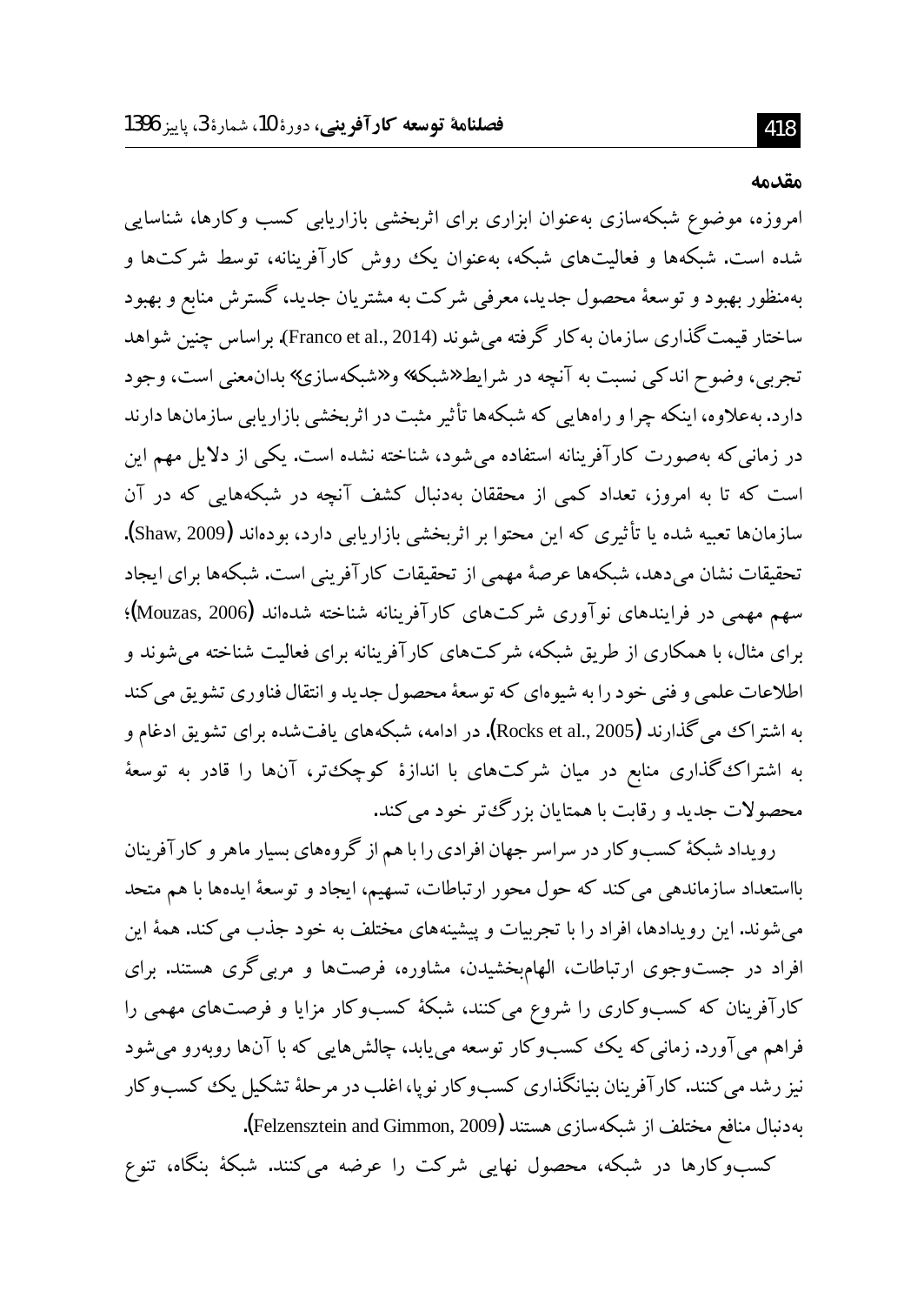## مقدمه

امروزه، موضوع شبکه‌سازی به‌عنوان ابزاری برای اثربخشی بازاریابی کسب وکارها، شناسایی شده است. شبکه‌ها و فعالیت‌های شبکه، به‌عنوان یک روش کارآفرینانه، توسط شرکت‌ها و به‌منظور بهبود و توسعهٔ محصول جدید، معرفی شرکت به مشتریان جدید، گسترش منابع و بهبود ساختار قیمت‌گذاری سازمان به‌کار گرفته می‌شوند (Franco et al., 2014). براساس چنین شواهد تجربی، وضوح اندکی نسبت به آنچه در شرایط«شبکه» و«شبکه‌سازی» بدان‌معنی است، وجود دارد. به‌علاوه، اینکه چرا و راه‌هایی که شبکه‌ها تأثیر مثبت در اثربخشی بازاریابی سازمان‌ها دارند در زمانی‌که به‌صورت کارآفرینانه استفاده می‌شود، شناخته نشده است. یکی از دلایل مهم این است که تا به امروز، تعداد کمی از محققان به‌دنبال کشف آنچه در شبکه‌هایی که در آن سازمان‌ها تعبیه شده یا تأثیری که این محتوا بر اثربخشی بازاریابی دارد، بوده‌اند (Shaw, 2009). تحقیقات نشان می‌دهد، شبکه‌ها عرصهٔ مهمی از تحقیقات کارآفرینی است. شبکه‌ها برای ایجاد سهم مهمی در فرایندهای نوآوری شرکت‌های کارآفرینانه شناخته شده‌اند (Mouzas, 2006)؛ برای مثال، با همکاری از طریق شبکه، شرکت‌های کارآفرینانه برای فعالیت شناخته می‌شوند و اطلاعات علمی و فنی خود را به شیوه‌ای که توسعهٔ محصول جدید و انتقال فناوری تشویق می‌کند به اشتراک می‌گذارند (Rocks et al., 2005). در ادامه، شبکه‌های یافت‌شده برای تشویق ادغام و به اشتراک‌گذاری منابع در میان شرکت‌های با اندازهٔ کوچک‌تر، آن‌ها را قادر به توسعهٔ محصولات جدید و رقابت با همتایان بزرگ‌تر خود می‌کند.

رویداد شبکهٔ کسب‌وکار در سراسر جهان افرادی را با هم از گروه‌های بسیار ماهر و کارآفرینان بااستعداد سازماندهی می‌کند که حول محور ارتباطات، تسهیم، ایجاد و توسعهٔ ایده‌ها با هم متحد می‌شوند. این رویدادها، افراد را با تجربیات و پیشینه‌های مختلف به خود جذب می‌کند. همهٔ این افراد در جست‌وجوی ارتباطات، الهام‌بخشیدن، مشاوره، فرصت‌ها و مربی‌گری هستند. برای کارآفرینان که کسب‌وکاری را شروع می‌کنند، شبکهٔ کسب‌وکار مزایا و فرصت‌های مهمی را فراهم می‌آورد. زمانی‌که یک کسب‌وکار توسعه می‌یابد، چالش‌هایی که با آن‌ها روبه‌رو می‌شود نیز رشد می‌کنند. کارآفرینان بنیانگذاری کسب‌وکار نوپا، اغلب در مرحلهٔ تشکیل یک کسب‌وکار به‌دنبال منافع مختلف از شبکه‌سازی هستند (Felzensztein and Gimmon, 2009).

کسب‌وکارها در شبکه، محصول نهایی شرکت را عرضه می‌کنند. شبکهٔ بنگاه، تنوع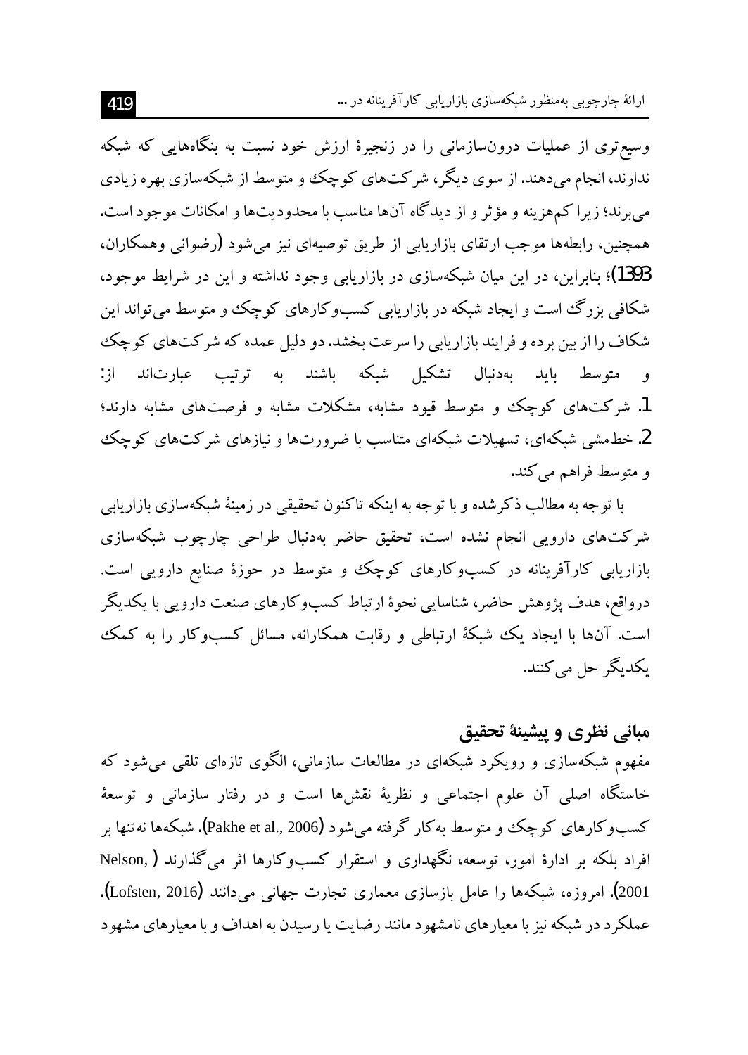وسیع‌تری از عملیات درون‌سازمانی را در زنجیرهٔ ارزش خود نسبت به بنگاه‌هایی که شبکه ندارند، انجام می‌دهند. از سوی دیگر، شرکت‌های کوچک و متوسط از شبکه‌سازی بهره زیادی می‌برند؛ زیرا کم‌هزینه و مؤثر و از دیدگاه آن‌ها مناسب با محدودیت‌ها و امکانات موجود است. همچنین، رابطه‌ها موجب ارتقای بازاریابی از طریق توصیه‌ای نیز می‌شود (رضوانی وهمکاران، 1393)؛ بنابراین، در این میان شبکه‌سازی در بازاریابی وجود نداشته و این در شرایط موجود، شکافی بزرگ است و ایجاد شبکه در بازاریابی کسب‌وکارهای کوچک و متوسط می‌تواند این شکاف را از بین برده و فرایند بازاریابی را سرعت بخشد. دو دلیل عمده که شرکت‌های کوچک و متوسط باید به‌دنبال تشکیل شبکه باشند به ترتیب عبارت‌اند از:

1. شرکت‌های کوچک و متوسط قیود مشابه، مشکلات مشابه و فرصت‌های مشابه دارند؛
2. خط‌مشی شبکه‌ای، تسهیلات شبکه‌ای متناسب با ضرورت‌ها و نیازهای شرکت‌های کوچک و متوسط فراهم می‌کند.

با توجه به مطالب ذکرشده و با توجه به اینکه تاکنون تحقیقی در زمینهٔ شبکه‌سازی بازاریابی شرکت‌های دارویی انجام نشده است، تحقیق حاضر به‌دنبال طراحی چارچوب شبکه‌سازی بازاریابی کارآفرینانه در کسب‌وکارهای کوچک و متوسط در حوزهٔ صنایع دارویی است. درواقع، هدف پژوهش حاضر، شناسایی نحوهٔ ارتباط کسب‌وکارهای صنعت دارویی با یکدیگر است. آن‌ها با ایجاد یک شبکهٔ ارتباطی و رقابت همکارانه، مسائل کسب‌وکار را به کمک یکدیگر حل می‌کنند.

## مبانی نظری و پیشینهٔ تحقیق

مفهوم شبکه‌سازی و رویکرد شبکه‌ای در مطالعات سازمانی، الگوی تازه‌ای تلقی می‌شود که خاستگاه اصلی آن علوم اجتماعی و نظریهٔ نقش‌ها است و در رفتار سازمانی و توسعهٔ کسب‌وکارهای کوچک و متوسط به‌کار گرفته می‌شود (Pakhe et al., 2006). شبکه‌ها نه‌تنها بر افراد بلکه بر ادارهٔ امور، توسعه، نگهداری و استقرار کسب‌وکارها اثر می‌گذارند (Nelson, 2001). امروزه، شبکه‌ها را عامل بازسازی معماری تجارت جهانی می‌دانند (Lofsten, 2016). عملکرد در شبکه نیز با معیارهای نامشهود مانند رضایت یا رسیدن به اهداف و با معیارهای مشهود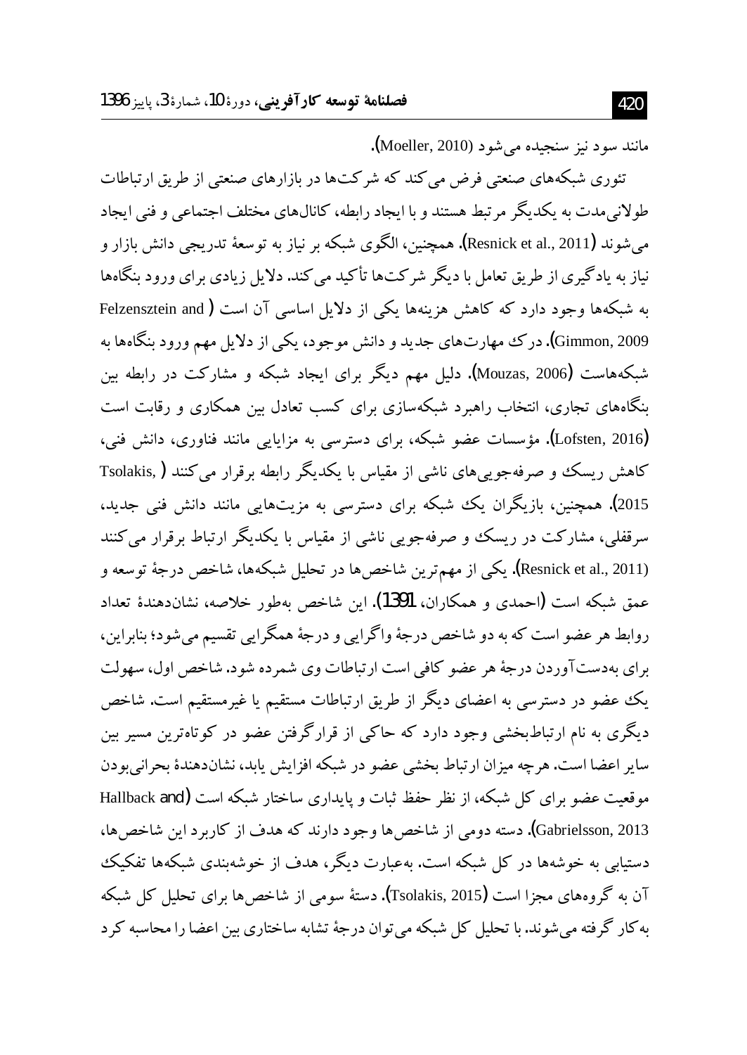مانند سود نیز سنجیده می‌شود (Moeller, 2010).

تئوری شبکه‌های صنعتی فرض می‌کند که شرکت‌ها در بازارهای صنعتی از طریق ارتباطات طولانی‌مدت به یکدیگر مرتبط هستند و با ایجاد رابطه، کانال‌های مختلف اجتماعی و فنی ایجاد می‌شوند (Resnick et al., 2011). همچنین، الگوی شبکه بر نیاز به توسعهٔ تدریجی دانش بازار و نیاز به یادگیری از طریق تعامل با دیگر شرکت‌ها تأکید می‌کند. دلایل زیادی برای ورود بنگاه‌ها به شبکه‌ها وجود دارد که کاهش هزینه‌ها یکی از دلایل اساسی آن است (Felzensztein and Gimmon, 2009). درک مهارت‌های جدید و دانش موجود، یکی از دلایل مهم ورود بنگاه‌ها به شبکه‌هاست (Mouzas, 2006). دلیل مهم دیگر برای ایجاد شبکه و مشارکت در رابطه بین بنگاه‌های تجاری، انتخاب راهبرد شبکه‌سازی برای کسب تعادل بین همکاری و رقابت است (Lofsten, 2016). مؤسسات عضو شبکه، برای دسترسی به مزایایی مانند فناوری، دانش فنی، کاهش ریسک و صرفه‌جویی‌های ناشی از مقیاس با یکدیگر رابطه برقرار می‌کنند (Tsolakis, 2015). همچنین، بازیگران یک شبکه برای دسترسی به مزیت‌هایی مانند دانش فنی جدید، سرقفلی، مشارکت در ریسک و صرفه‌جویی ناشی از مقیاس با یکدیگر ارتباط برقرار می‌کنند (Resnick et al., 2011). یکی از مهم‌ترین شاخص‌ها در تحلیل شبکه‌ها، شاخص درجهٔ توسعه و عمق شبکه است (احمدی و همکاران، 1391). این شاخص به‌طور خلاصه، نشان‌دهندهٔ تعداد روابط هر عضو است که به دو شاخص درجهٔ واگرایی و درجهٔ همگرایی تقسیم می‌شود؛ بنابراین، برای به‌دست‌آوردن درجهٔ هر عضو کافی است ارتباطات وی شمرده شود. شاخص اول، سهولت یک عضو در دسترسی به اعضای دیگر از طریق ارتباطات مستقیم یا غیرمستقیم است. شاخص دیگری به نام ارتباط‌بخشی وجود دارد که حاکی از قرارگرفتن عضو در کوتاه‌ترین مسیر بین سایر اعضا است. هرچه میزان ارتباط بخشی عضو در شبکه افزایش یابد، نشان‌دهندهٔ بحرانی‌بودن موقعیت عضو برای کل شبکه، از نظر حفظ ثبات و پایداری ساختار شبکه است (Hallback and Gabrielsson, 2013). دسته دومی از شاخص‌ها وجود دارند که هدف از کاربرد این شاخص‌ها، دستیابی به خوشه‌ها در کل شبکه است. به‌عبارت دیگر، هدف از خوشه‌بندی شبکه‌ها تفکیک آن به گروه‌های مجزا است (Tsolakis, 2015). دستهٔ سومی از شاخص‌ها برای تحلیل کل شبکه به‌کار گرفته می‌شوند. با تحلیل کل شبکه می‌توان درجهٔ تشابه ساختاری بین اعضا را محاسبه کرد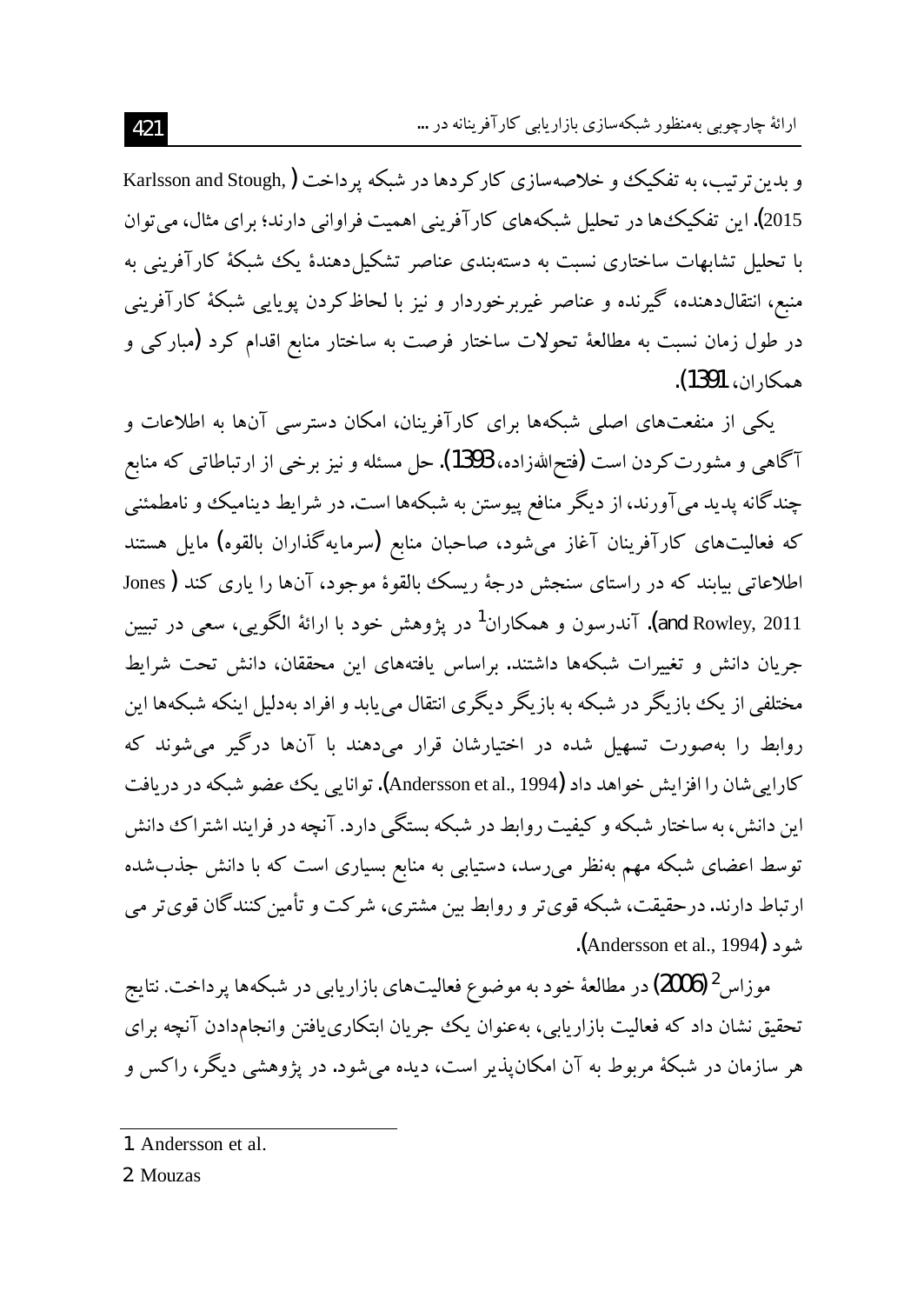و بدین‌ترتیب، به تفکیک و خلاصه‌سازی کارکردها در شبکه پرداخت (Karlsson and Stough, 2015). این تفکیک‌ها در تحلیل شبکه‌های کارآفرینی اهمیت فراوانی دارند؛ برای مثال، می‌توان با تحلیل تشابهات ساختاری نسبت به دسته‌بندی عناصر تشکیل‌دهندهٔ یک شبکهٔ کارآفرینی به منبع، انتقال‌دهنده، گیرنده و عناصر غیربرخوردار و نیز با لحاظ‌کردن پویایی شبکهٔ کارآفرینی در طول زمان نسبت به مطالعهٔ تحولات ساختار فرصت به ساختار منابع اقدام کرد (مبارکی و همکاران، 1391).

یکی از منفعت‌های اصلی شبکه‌ها برای کارآفرینان، امکان دسترسی آن‌ها به اطلاعات و آگاهی و مشورت‌کردن است (فتح‌الله‌زاده، 1393). حل مسئله و نیز برخی از ارتباطاتی که منابع چندگانه پدید می‌آورند، از دیگر منافع پیوستن به شبکه‌ها است. در شرایط دینامیک و نامطمئنی که فعالیت‌های کارآفرینان آغاز می‌شود، صاحبان منابع (سرمایه‌گذاران بالقوه) مایل هستند اطلاعاتی بیابند که در راستای سنجش درجهٔ ریسک بالقوهٔ موجود، آن‌ها را یاری کند (Jones and Rowley, 2011). آندرسون و همکاران[1] در پژوهش خود با ارائهٔ الگویی، سعی در تبیین جریان دانش و تغییرات شبکه‌ها داشتند. براساس یافته‌های این محققان، دانش تحت شرایط مختلفی از یک بازیگر در شبکه به بازیگر دیگری انتقال می‌یابد و افراد به‌دلیل اینکه شبکه‌ها این روابط را به‌صورت تسهیل شده در اختیارشان قرار می‌دهند با آن‌ها درگیر می‌شوند که کارایی‌شان را افزایش خواهد داد (Andersson et al., 1994). توانایی یک عضو شبکه در دریافت این دانش، به ساختار شبکه و کیفیت روابط در شبکه بستگی دارد. آنچه در فرایند اشتراک دانش توسط اعضای شبکه مهم به‌نظر می‌رسد، دستیابی به منابع بسیاری است که با دانش جذب‌شده ارتباط دارند. درحقیقت، شبکه قوی‌تر و روابط بین مشتری، شرکت و تأمین‌کنندگان قوی‌تر می شود (Andersson et al., 1994).

موزاس[2] (2006) در مطالعهٔ خود به موضوع فعالیت‌های بازاریابی در شبکه‌ها پرداخت. نتایج تحقیق نشان داد که فعالیت بازاریابی، به‌عنوان یک جریان ابتکاری‌یافتن وانجام‌دادن آنچه برای هر سازمان در شبکهٔ مربوط به آن امکان‌پذیر است، دیده می‌شود. در پژوهشی دیگر، راکس و

---

1. Andersson et al.

2. Mouzas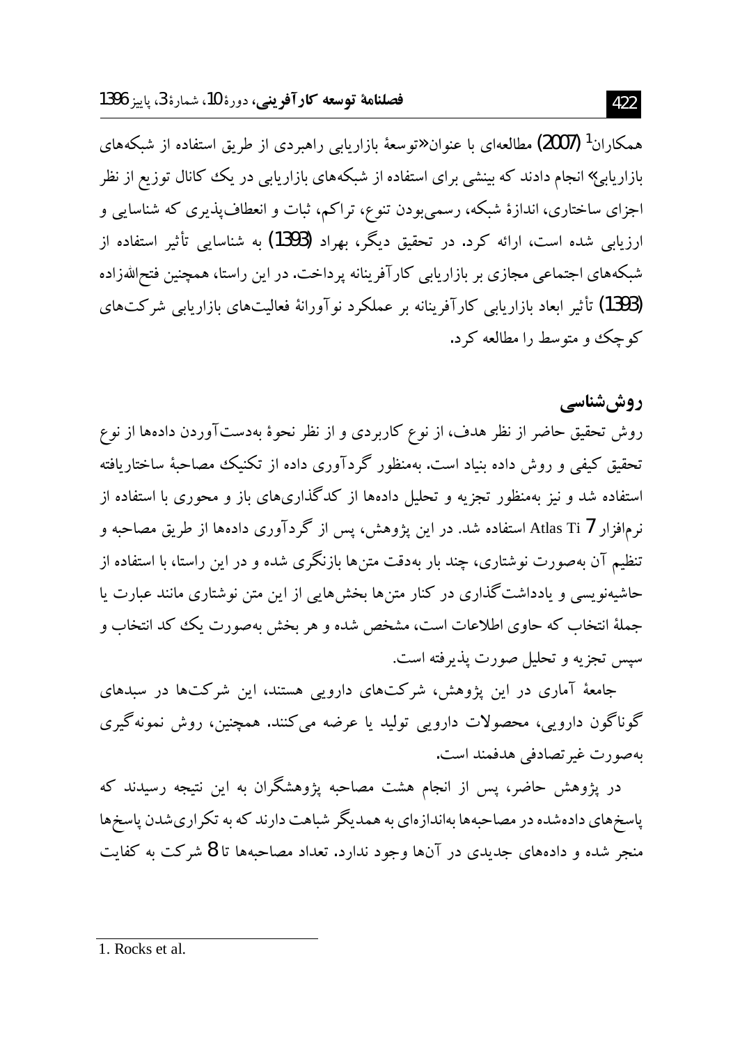همکاران[1] (2007) مطالعه‌ای با عنوان «توسعهٔ بازاریابی راهبردی از طریق استفاده از شبکه‌های بازاریابی» انجام دادند که بینشی برای استفاده از شبکه‌های بازاریابی در یک کانال توزیع از نظر اجزای ساختاری، اندازهٔ شبکه، رسمی‌بودن تنوع، تراکم، ثبات و انعطاف‌پذیری که شناسایی و ارزیابی شده است، ارائه کرد. در تحقیق دیگر، بهراد (1393) به شناسایی تأثیر استفاده از شبکه‌های اجتماعی مجازی بر بازاریابی کارآفرینانه پرداخت. در این راستا، همچنین فتح‌الله‌زاده (1393) تأثیر ابعاد بازاریابی کارآفرینانه بر عملکرد نوآورانهٔ فعالیت‌های بازاریابی شرکت‌های کوچک و متوسط را مطالعه کرد.

## روش‌شناسی

روش تحقیق حاضر از نظر هدف، از نوع کاربردی و از نظر نحوهٔ به‌دست‌آوردن داده‌ها از نوع تحقیق کیفی و روش داده بنیاد است. به‌منظور گردآوری داده از تکنیک مصاحبهٔ ساختاریافته استفاده شد و نیز به‌منظور تجزیه و تحلیل داده‌ها از کدگذاری‌های باز و محوری با استفاده از نرم‌افزار Atlas Ti 7 استفاده شد. در این پژوهش، پس از گردآوری داده‌ها از طریق مصاحبه و تنظیم آن به‌صورت نوشتاری، چند بار به‌دقت متن‌ها بازنگری شده و در این راستا، با استفاده از حاشیه‌نویسی و یادداشت‌گذاری در کنار متن‌ها بخش‌هایی از این متن نوشتاری مانند عبارت یا جملهٔ انتخاب که حاوی اطلاعات است، مشخص شده و هر بخش به‌صورت یک کد انتخاب و سپس تجزیه و تحلیل صورت پذیرفته است.

جامعهٔ آماری در این پژوهش، شرکت‌های دارویی هستند، این شرکت‌ها در سبدهای گوناگون دارویی، محصولات دارویی تولید یا عرضه می‌کنند. همچنین، روش نمونه‌گیری به‌صورت غیرتصادفی هدفمند است.

در پژوهش حاضر، پس از انجام هشت مصاحبه پژوهشگران به این نتیجه رسیدند که پاسخ‌های داده‌شده در مصاحبه‌ها به‌اندازه‌ای به همدیگر شباهت دارند که به تکراری‌شدن پاسخ‌ها منجر شده و داده‌های جدیدی در آن‌ها وجود ندارد. تعداد مصاحبه‌ها تا 8 شرکت به کفایت

---

1. Rocks et al.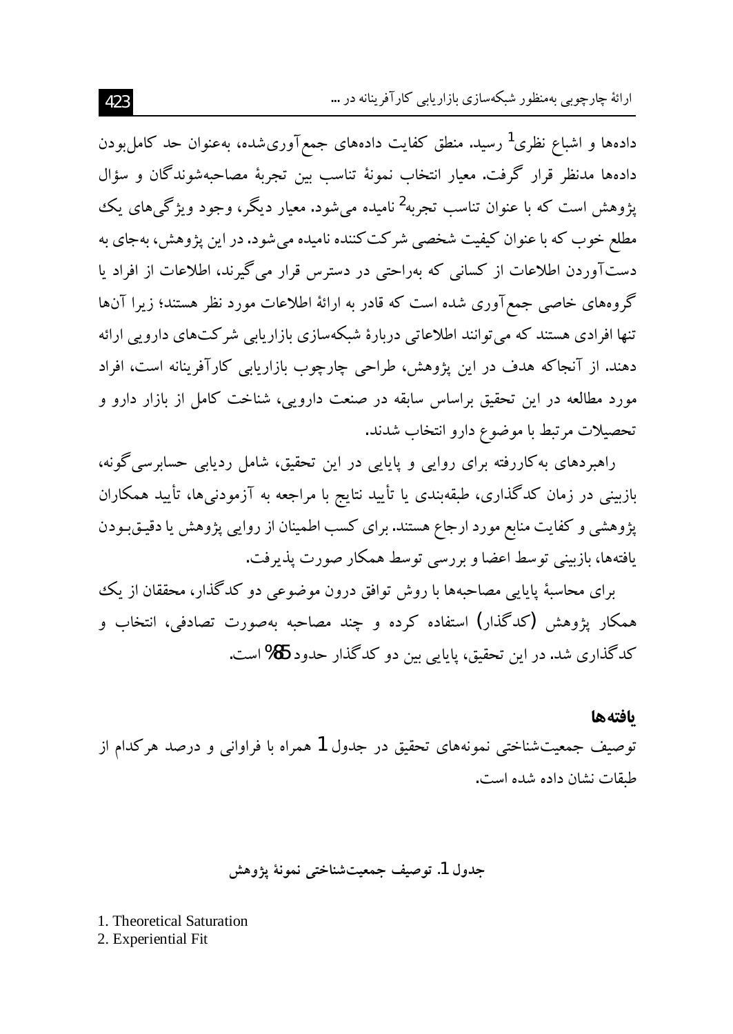داده‌ها و اشباع نظری[1] رسید. منطق کفایت داده‌های جمع‌آوری‌شده، به‌عنوان حد کامل‌بودن داده‌ها مدنظر قرار گرفت. معیار انتخاب نمونهٔ تناسب بین تجربهٔ مصاحبه‌شوندگان و سؤال پژوهش است که با عنوان تناسب تجربه[2] نامیده می‌شود. معیار دیگر، وجود ویژگی‌های یک مطلع خوب که با عنوان کیفیت شخصی شرکت‌کننده نامیده می‌شود. در این پژوهش، به‌جای به دست‌آوردن اطلاعات از کسانی که به‌راحتی در دسترس قرار می‌گیرند، اطلاعات از افراد یا گروه‌های خاصی جمع‌آوری شده است که قادر به ارائهٔ اطلاعات مورد نظر هستند؛ زیرا آن‌ها تنها افرادی هستند که می‌توانند اطلاعاتی دربارهٔ شبکه‌سازی بازاریابی شرکت‌های دارویی ارائه دهند. از آنجاکه هدف در این پژوهش، طراحی چارچوب بازاریابی کارآفرینانه است، افراد مورد مطالعه در این تحقیق براساس سابقه در صنعت دارویی، شناخت کامل از بازار دارو و تحصیلات مرتبط با موضوع دارو انتخاب شدند.

راهبردهای به‌کاررفته برای روایی و پایایی در این تحقیق، شامل ردیابی حسابرسی‌گونه، بازبینی در زمان کدگذاری، طبقه‌بندی یا تأیید نتایج با مراجعه به آزمودنی‌ها، تأیید همکاران پژوهشی و کفایت منابع مورد ارجاع هستند. برای کسب اطمینان از روایی پژوهش یا دقیق‌بودن یافته‌ها، بازبینی توسط اعضا و بررسی توسط همکار صورت پذیرفت.

برای محاسبهٔ پایایی مصاحبه‌ها با روش توافق درون موضوعی دو کدگذار، محققان از یک همکار پژوهش (کدگذار) استفاده کرده و چند مصاحبه به‌صورت تصادفی، انتخاب و کدگذاری شد. در این تحقیق، پایایی بین دو کدگذار حدود 85% است.

## یافته‌ها

توصیف جمعیت‌شناختی نمونه‌های تحقیق در جدول 1 همراه با فراوانی و درصد هرکدام از طبقات نشان داده شده است.

**جدول 1. توصیف جمعیت‌شناختی نمونهٔ پژوهش**

1. Theoretical Saturation
2. Experiential Fit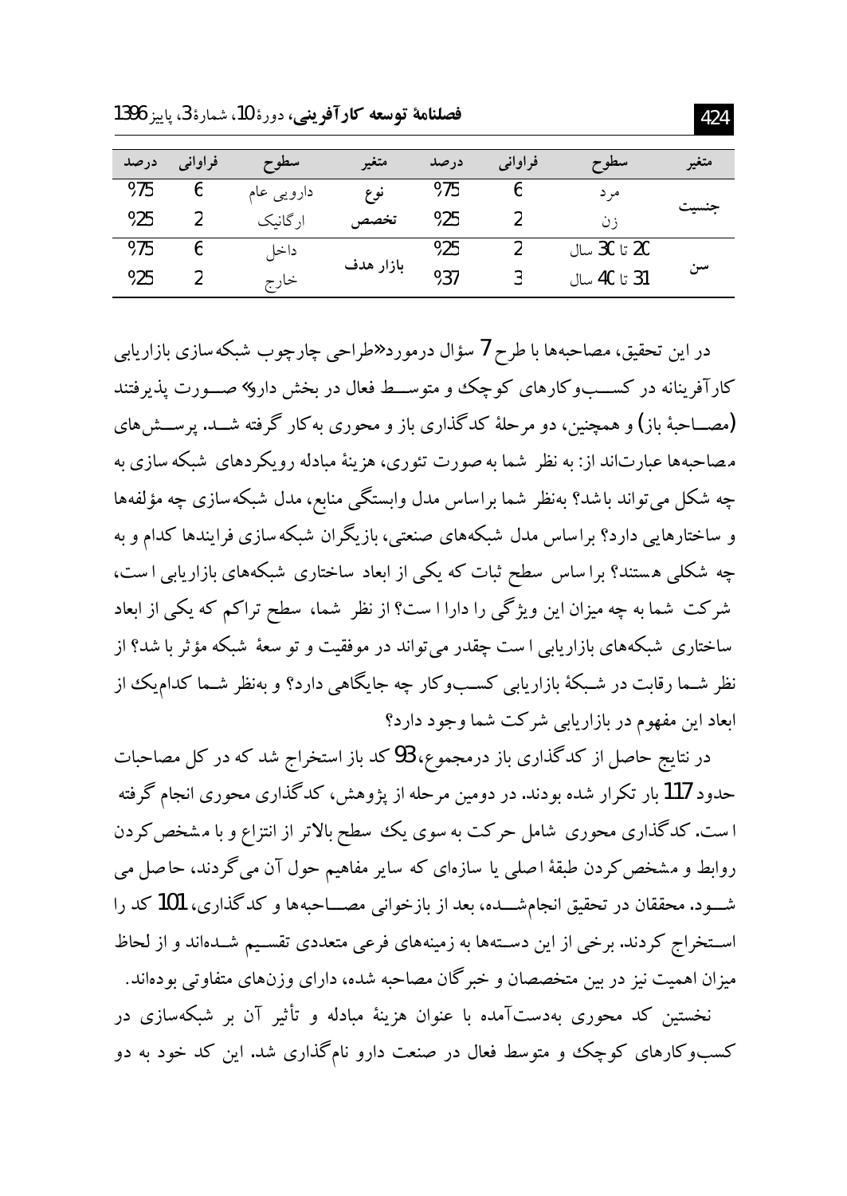| متغیر | سطوح | فراوانی | درصد | متغیر | سطوح | فراوانی | درصد |
|---|---|---|---|---|---|---|---|
| جنسیت | مرد | 6 | 75% | نوع تخصص | دارویی عام | 6 | 75% |
| | زن | 2 | 25% | | ارگانیک | 2 | 25% |
| سن | 20 تا 30 سال | 2 | 25% | بازار هدف | داخل | 6 | 75% |
| | 31 تا 40 سال | 3 | 37% | | خارج | 2 | 25% |

در این تحقیق، مصاحبه‌ها با طرح 7 سؤال درمورد «طراحی چارچوب شبکه‌سازی بازاریابی کارآفرینانه در کسب‌وکارهای کوچک و متوسط فعال در بخش دارو» صورت پذیرفتند (مصاحبهٔ باز) و همچنین، دو مرحلهٔ کدگذاری باز و محوری به‌کار گرفته شد. پرسش‌های مصاحبه‌ها عبارت‌اند از: به نظر شما به صورت تئوری، هزینهٔ مبادله رویکردهای شبکه‌سازی به چه شکل می‌تواند باشد؟ به‌نظر شما براساس مدل وابستگی منابع، مدل شبکه‌سازی چه مؤلفه‌ها و ساختارهایی دارد؟ براساس مدل شبکه‌های صنعتی، بازیگران شبکه‌سازی فرایندها کدام و به چه شکلی هستند؟ براساس سطح ثبات که یکی از ابعاد ساختاری شبکه‌های بازاریابی است، شرکت شما به چه میزان این ویژگی را داراست؟ از نظر شما، سطح تراکم که یکی از ابعاد ساختاری شبکه‌های بازاریابی است چقدر می‌تواند در موفقیت و توسعهٔ شبکه مؤثر باشد؟ از نظر شما رقابت در شبکهٔ بازاریابی کسب‌وکار چه جایگاهی دارد؟ و به‌نظر شما کدام‌یک از ابعاد این مفهوم در بازاریابی شرکت شما وجود دارد؟

در نتایج حاصل از کدگذاری باز درمجموع، 93 کد باز استخراج شد که در کل مصاحبات حدود 117 بار تکرار شده بودند. در دومین مرحله از پژوهش، کدگذاری محوری انجام گرفته است. کدگذاری محوری شامل حرکت به سوی یک سطح بالاتر از انتزاع و با مشخص‌کردن روابط و مشخص‌کردن طبقهٔ اصلی یا سازه‌ای که سایر مفاهیم حول آن می‌گردند، حاصل می‌شود. محققان در تحقیق انجام‌شده، بعد از بازخوانی مصاحبه‌ها و کدگذاری، 101 کد را استخراج کردند. برخی از این دسته‌ها به زمینه‌های فرعی متعددی تقسیم شده‌اند و از لحاظ میزان اهمیت نیز در بین متخصصان و خبرگان مصاحبه شده، دارای وزن‌های متفاوتی بوده‌اند.

نخستین کد محوری به‌دست‌آمده با عنوان هزینهٔ مبادله و تأثیر آن بر شبکه‌سازی در کسب‌وکارهای کوچک و متوسط فعال در صنعت دارو نام‌گذاری شد. این کد خود به دو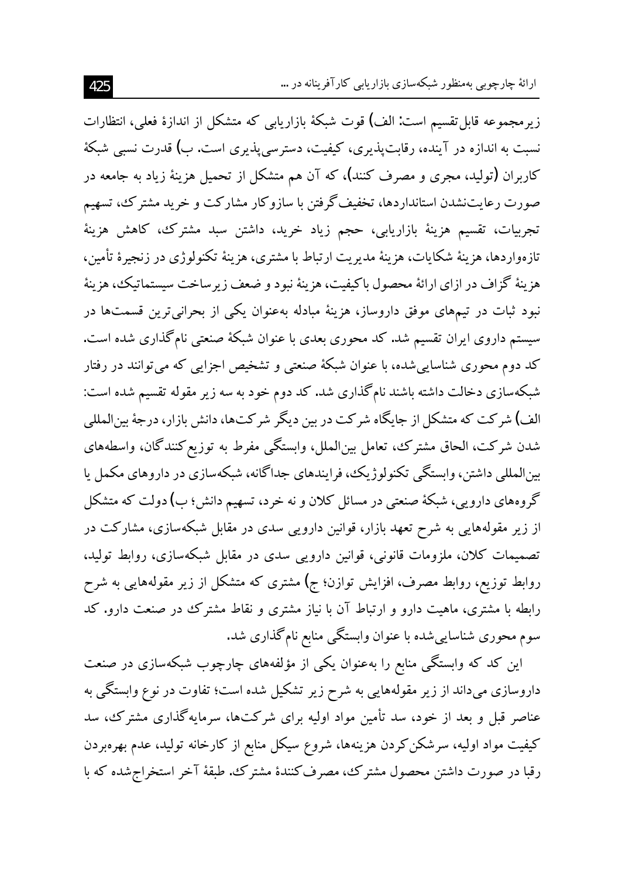زیرمجموعه قابل‌تقسیم است: **الف)** قوت شبکهٔ بازاریابی که متشکل از اندازهٔ فعلی، انتظارات نسبت به اندازه در آینده، رقابت‌پذیری، کیفیت، دسترسی‌پذیری است. **ب)** قدرت نسبی شبکهٔ کاربران (تولید، مجری و مصرف کنند)، که آن هم متشکل از تحمیل هزینهٔ زیاد به جامعه در صورت رعایت‌نشدن استانداردها، تخفیف‌گرفتن با سازوکار مشارکت و خرید مشترک، تسهیم تجربیات، تقسیم هزینهٔ بازاریابی، حجم زیاد خرید، داشتن سبد مشترک، کاهش هزینهٔ تازه‌واردها، هزینهٔ شکایات، هزینهٔ مدیریت ارتباط با مشتری، هزینهٔ تکنولوژی در زنجیرهٔ تأمین، هزینهٔ گزاف در ازای ارائهٔ محصول باکیفیت، هزینهٔ نبود و ضعف زیرساخت سیستماتیک، هزینهٔ نبود ثبات در تیم‌های موفق داروساز، هزینهٔ مبادله به‌عنوان یکی از بحرانی‌ترین قسمت‌ها در سیستم داروی ایران تقسیم شد. کد محوری بعدی با عنوان شبکهٔ صنعتی نام‌گذاری شده است.

کد دوم محوری شناسایی‌شده، با عنوان شبکهٔ صنعتی و تشخیص اجزایی که می‌توانند در رفتار شبکه‌سازی دخالت داشته باشند نام‌گذاری شد. کد دوم خود به سه زیر مقوله تقسیم شده است: **الف)** شرکت که متشکل از جایگاه شرکت در بین دیگر شرکت‌ها، دانش بازار، درجهٔ بین‌المللی شدن شرکت، الحاق مشترک، تعامل بین‌الملل، وابستگی مفرط به توزیع‌کنندگان، واسطه‌های بین‌المللی داشتن، وابستگی تکنولوژیک، فرایندهای جداگانه، شبکه‌سازی در داروهای مکمل یا گروه‌های دارویی، شبکهٔ صنعتی در مسائل کلان و نه خرد، تسهیم دانش؛ **ب)** دولت که متشکل از زیر مقوله‌هایی به شرح تعهد بازار، قوانین دارویی سدی در مقابل شبکه‌سازی، مشارکت در تصمیمات کلان، ملزومات قانونی، قوانین دارویی سدی در مقابل شبکه‌سازی، روابط تولید، روابط توزیع، روابط مصرف، افزایش توازن؛ **ج)** مشتری که متشکل از زیر مقوله‌هایی به شرح رابطه با مشتری، ماهیت دارو و ارتباط آن با نیاز مشتری و نقاط مشترک در صنعت دارو. کد سوم محوری شناسایی‌شده با عنوان وابستگی منابع نام‌گذاری شد.

این کد که وابستگی منابع را به‌عنوان یکی از مؤلفه‌های چارچوب شبکه‌سازی در صنعت داروسازی می‌داند از زیر مقوله‌هایی به شرح زیر تشکیل شده است؛ تفاوت در نوع وابستگی به عناصر قبل و بعد از خود، سد تأمین مواد اولیه برای شرکت‌ها، سرمایه‌گذاری مشترک، سد کیفیت مواد اولیه، سرشکن‌کردن هزینه‌ها، شروع سیکل منابع از کارخانه تولید، عدم بهره‌بردن رقبا در صورت داشتن محصول مشترک، مصرف‌کنندهٔ مشترک. طبقهٔ آخر استخراج‌شده که با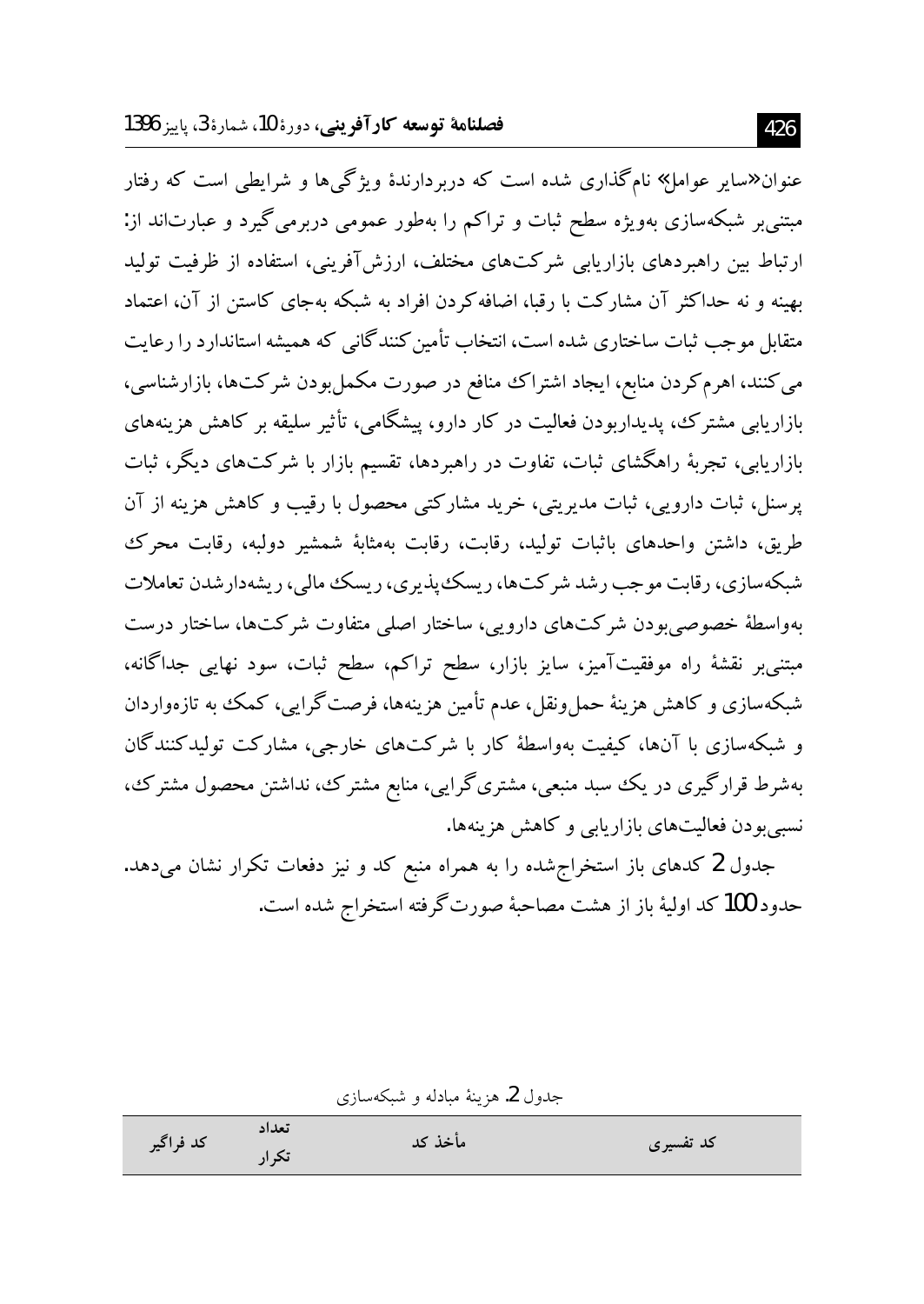عنوان«سایر عوامل» نام‌گذاری شده است که دربردارندهٔ ویژگی‌ها و شرایطی است که رفتار مبتنی‌بر شبکه‌سازی به‌ویژه سطح ثبات و تراکم را به‌طور عمومی دربرمی‌گیرد و عبارت‌اند از: ارتباط بین راهبردهای بازاریابی شرکت‌های مختلف، ارزش‌آفرینی، استفاده از ظرفیت تولید بهینه و نه حداکثر آن مشارکت با رقبا، اضافه‌کردن افراد به شبکه به‌جای کاستن از آن، اعتماد متقابل موجب ثبات ساختاری شده است، انتخاب تأمین‌کنندگانی که همیشه استاندارد را رعایت می‌کنند، اهرم‌کردن منابع، ایجاد اشتراک منافع در صورت مکمل‌بودن شرکت‌ها، بازارشناسی، بازاریابی مشترک، پدیداربودن فعالیت در کار دارو، پیشگامی، تأثیر سلیقه بر کاهش هزینه‌های بازاریابی، تجربهٔ راهگشای ثبات، تفاوت در راهبردها، تقسیم بازار با شرکت‌های دیگر، ثبات پرسنل، ثبات دارویی، ثبات مدیریتی، خرید مشارکتی محصول با رقیب و کاهش هزینه از آن طریق، داشتن واحدهای باثبات تولید، رقابت، رقابت به‌مثابهٔ شمشیر دولبه، رقابت محرک شبکه‌سازی، رقابت موجب رشد شرکت‌ها، ریسک‌پذیری، ریسک مالی، ریشه‌دارشدن تعاملات به‌واسطهٔ خصوصی‌بودن شرکت‌های دارویی، ساختار اصلی متفاوت شرکت‌ها، ساختار درست مبتنی‌بر نقشهٔ راه موفقیت‌آمیز، سایز بازار، سطح تراکم، سطح ثبات، سود نهایی جداگانه، شبکه‌سازی و کاهش هزینهٔ حمل‌ونقل، عدم تأمین هزینه‌ها، فرصت‌گرایی، کمک به تازه‌واردان و شبکه‌سازی با آن‌ها، کیفیت به‌واسطهٔ کار با شرکت‌های خارجی، مشارکت تولیدکنندگان به‌شرط قرارگیری در یک سبد منبعی، مشتری‌گرایی، منابع مشترک، نداشتن محصول مشترک، نسبی‌بودن فعالیت‌های بازاریابی و کاهش هزینه‌ها.

جدول 2 کدهای باز استخراج‌شده را به همراه منبع کد و نیز دفعات تکرار نشان می‌دهد. حدود 100 کد اولیهٔ باز از هشت مصاحبهٔ صورت‌گرفته استخراج شده است.

جدول 2. هزینهٔ مبادله و شبکه‌سازی

| کد تفسیری | مأخذ کد | تعداد تکرار | کد فراگیر |
| --- | --- | --- | --- |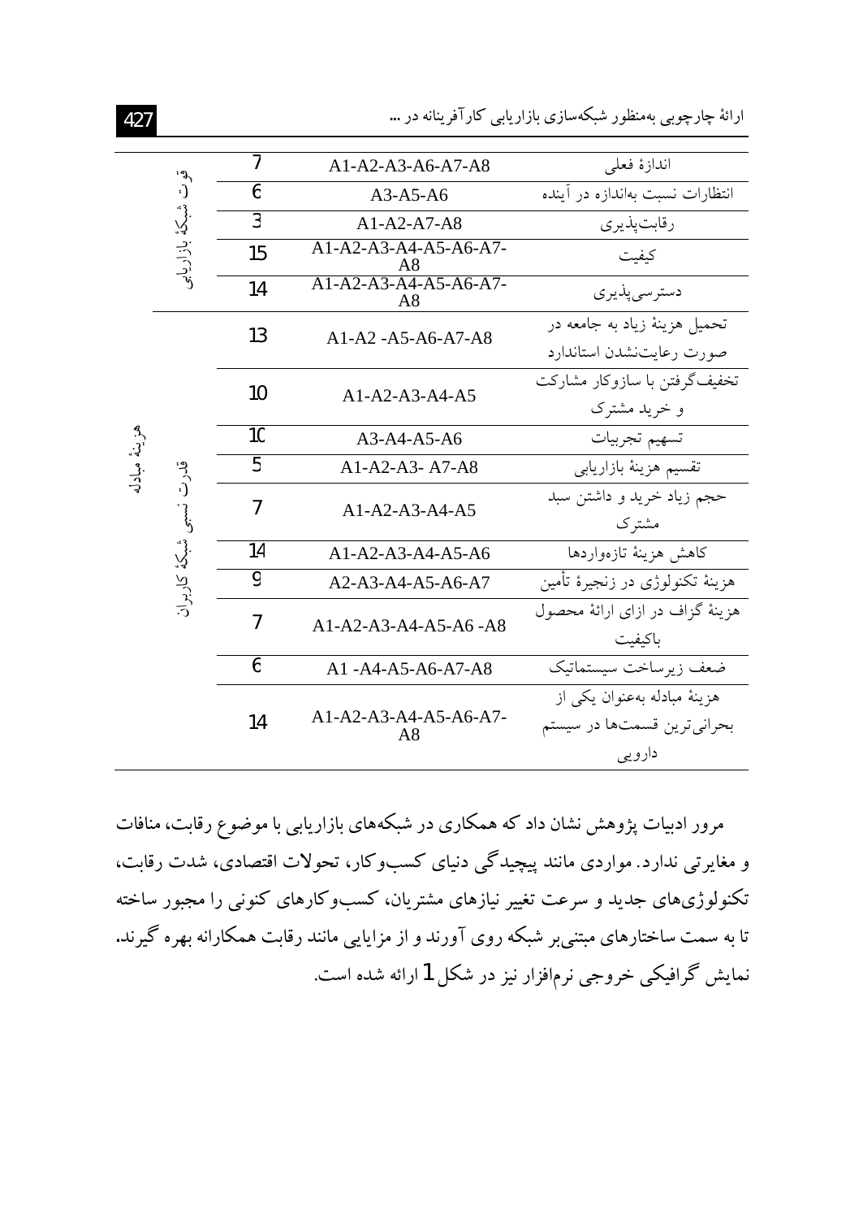| | | | | |
|---|---|---|---|---|
| | قوت شبکهٔ بازاریابی | 7 | A1-A2-A3-A6-A7-A8 | اندازهٔ فعلی |
| | | 6 | A3-A5-A6 | انتظارات نسبت به‌اندازه در آینده |
| | | 3 | A1-A2-A7-A8 | رقابت‌پذیری |
| | | 15 | A1-A2-A3-A4-A5-A6-A7-A8 | کیفیت |
| | | 14 | A1-A2-A3-A4-A5-A6-A7-A8 | دسترسی‌پذیری |
| هزینهٔ مبادله | قدرت نسبی شبکهٔ کاربران | 13 | A1-A2 -A5-A6-A7-A8 | تحمیل هزینهٔ زیاد به جامعه در صورت رعایت‌نشدن استاندارد |
| | | 10 | A1-A2-A3-A4-A5 | تخفیف‌گرفتن با سازوکار مشارکت و خرید مشترک |
| | | 10 | A3-A4-A5-A6 | تسهیم تجربیات |
| | | 5 | A1-A2-A3- A7-A8 | تقسیم هزینهٔ بازاریابی |
| | | 7 | A1-A2-A3-A4-A5 | حجم زیاد خرید و داشتن سبد مشترک |
| | | 14 | A1-A2-A3-A4-A5-A6 | کاهش هزینهٔ تازه‌واردها |
| | | 9 | A2-A3-A4-A5-A6-A7 | هزینهٔ تکنولوژی در زنجیرهٔ تأمین |
| | | 7 | A1-A2-A3-A4-A5-A6 -A8 | هزینهٔ گزاف در ازای ارائهٔ محصول باکیفیت |
| | | 6 | A1 -A4-A5-A6-A7-A8 | ضعف زیرساخت سیستماتیک |
| | | 14 | A1-A2-A3-A4-A5-A6-A7-A8 | هزینهٔ مبادله به‌عنوان یکی از بحرانی‌ترین قسمت‌ها در سیستم دارویی |

مرور ادبیات پژوهش نشان داد که همکاری در شبکه‌های بازاریابی با موضوع رقابت، منافات و مغایرتی ندارد. مواردی مانند پیچیدگی دنیای کسب‌وکار، تحولات اقتصادی، شدت رقابت، تکنولوژی‌های جدید و سرعت تغییر نیازهای مشتریان، کسب‌وکارهای کنونی را مجبور ساخته تا به سمت ساختارهای مبتنی‌بر شبکه روی آورند و از مزایایی مانند رقابت همکارانه بهره گیرند. نمایش گرافیکی خروجی نرم‌افزار نیز در شکل 1 ارائه شده است.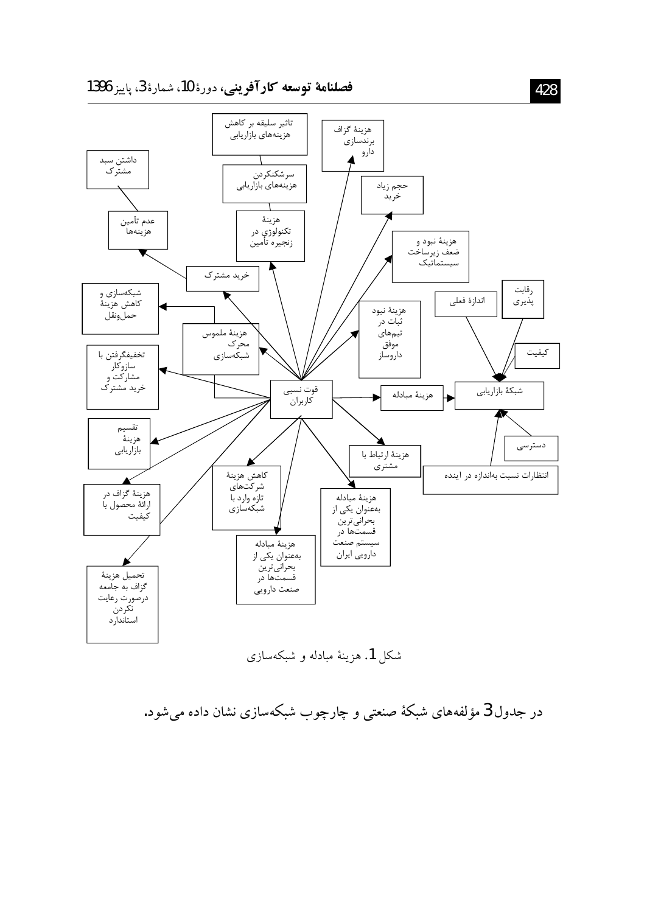- تاثیر سلیقه بر کاهش هزینه‌های بازاریابی
- سرشکنکردن هزینه‌های بازاریابی
- هزینهٔ تکنولوژی در زنجیره تأمین
- هزینهٔ گزاف برندسازی دارو
- حجم زیاد خرید
- هزینهٔ نبود و ضعف زیرساخت سیستماتیک
- داشتن سبد مشترک
- عدم تأمین هزینه‌ها
- خرید مشترک
- شبکه‌سازی و کاهش هزینهٔ حمل‌ونقل
- هزینهٔ ملموس محرک شبکه‌سازی
- هزینهٔ نبود ثبات در تیم‌های موفق داروساز
- اندازهٔ فعلی
- رقابت پذیری
- کیفیت
- تخفیفگرفتن با سازوکار مشارکت و خرید مشترک
- قوت نسبی کاربران
- هزینهٔ مبادله
- شبکهٔ بازاریابی
- دسترسی
- تقسیم هزینهٔ بازاریابی
- هزینهٔ ارتباط با مشتری
- انتظارات نسبت به‌اندازه در اینده
- هزینهٔ گزاف در ارائهٔ محصول با کیفیت
- کاهش هزینهٔ شرکت‌های تازه وارد با شبکه‌سازی
- هزینهٔ مبادله به‌عنوان یکی از بحرانی‌ترین قسمت‌ها در سیستم صنعت دارویی ایران
- هزینهٔ مبادله به‌عنوان یکی از بحرانی‌ترین قسمت‌ها در صنعت دارویی
- تحمیل هزینهٔ گزاف به جامعه درصورت رعایت نکردن استاندارد

شکل 1. هزینهٔ مبادله و شبکه‌سازی

در جدول 3 مؤلفه‌های شبکهٔ صنعتی و چارچوب شبکه‌سازی نشان داده می‌شود.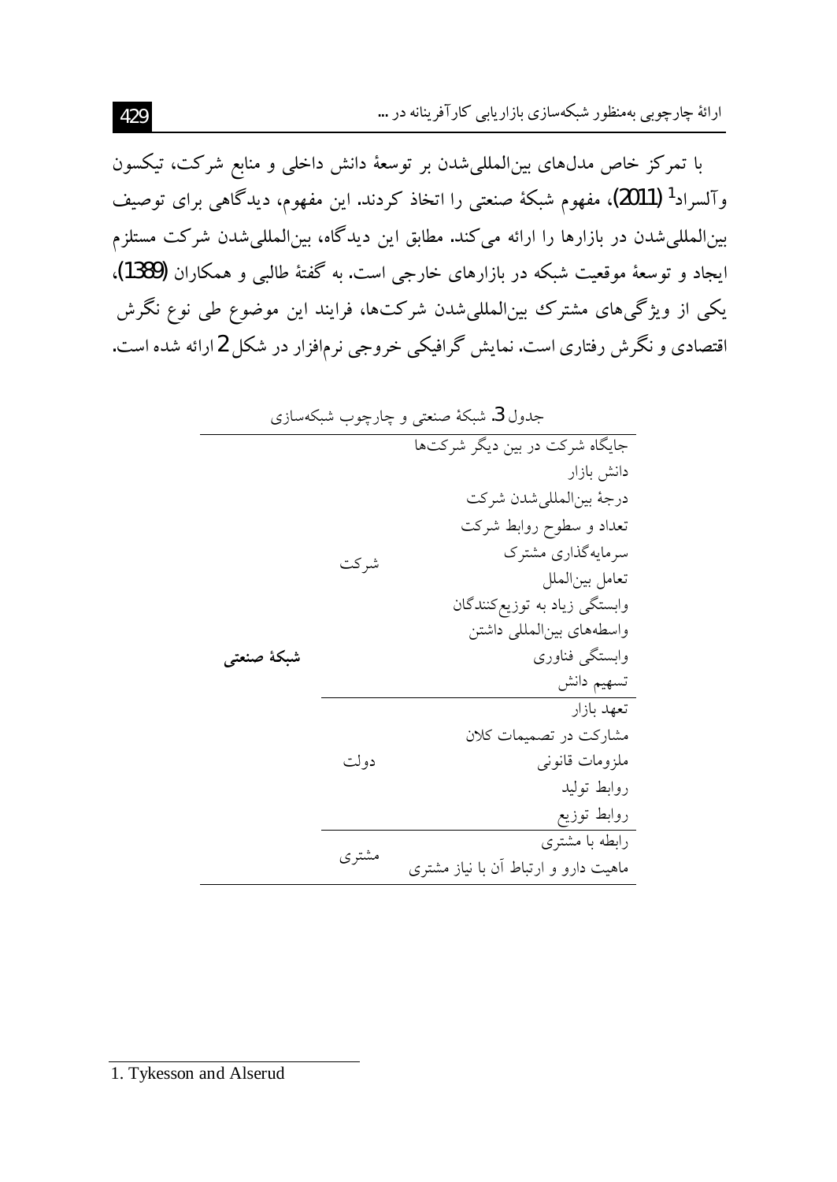با تمرکز خاص مدل‌های بین‌المللی‌شدن بر توسعهٔ دانش داخلی و منابع شرکت، تیکسون وآلسراد[1] (2011)، مفهوم شبکهٔ صنعتی را اتخاذ کردند. این مفهوم، دیدگاهی برای توصیف بین‌المللی‌شدن در بازارها را ارائه می‌کند. مطابق این دیدگاه، بین‌المللی‌شدن شرکت مستلزم ایجاد و توسعهٔ موقعیت شبکه در بازارهای خارجی است. به گفتهٔ طالبی و همکاران (1389)، یکی از ویژگی‌های مشترک بین‌المللی‌شدن شرکت‌ها، فرایند این موضوع طی نوع نگرش اقتصادی و نگرش رفتاری است. نمایش گرافیکی خروجی نرم‌افزار در شکل 2 ارائه شده است.

جدول 3. شبکهٔ صنعتی و چارچوب شبکه‌سازی

| | | |
|---|---|---|
| جایگاه شرکت در بین دیگر شرکت‌ها | شرکت | **شبکهٔ صنعتی** |
| دانش بازار | | |
| درجهٔ بین‌المللی‌شدن شرکت | | |
| تعداد و سطوح روابط شرکت | | |
| سرمایه‌گذاری مشترک | | |
| تعامل بین‌الملل | | |
| وابستگی زیاد به توزیع‌کنندگان | | |
| واسطه‌های بین‌المللی داشتن | | |
| وابستگی فناوری | | |
| تسهیم دانش | | |
| تعهد بازار | دولت | |
| مشارکت در تصمیمات کلان | | |
| ملزومات قانونی | | |
| روابط تولید | | |
| روابط توزیع | | |
| رابطه با مشتری | مشتری | |
| ماهیت دارو و ارتباط آن با نیاز مشتری | | |

1. Tykesson and Alserud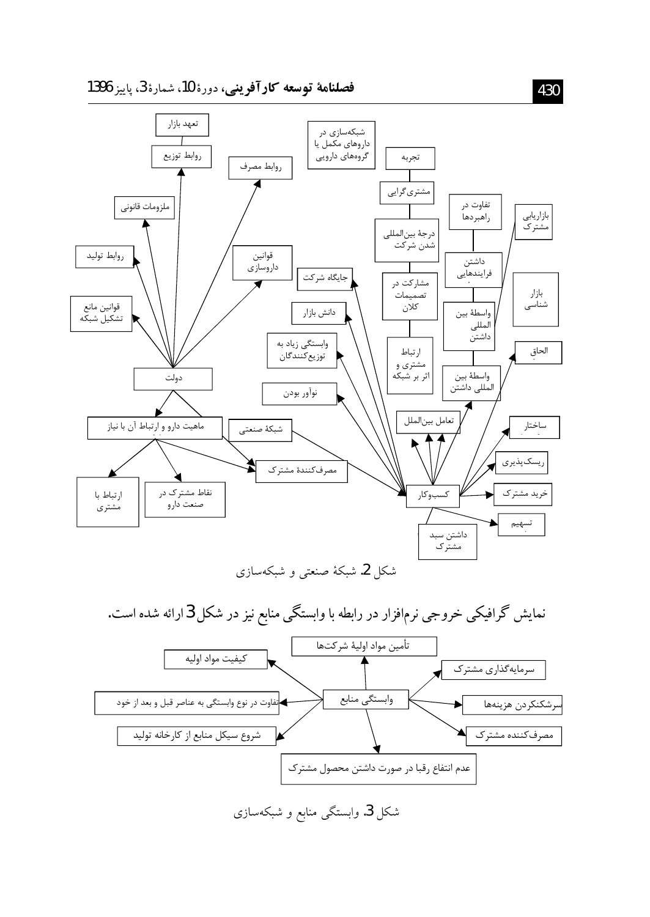شکل 2. شبکهٔ صنعتی و شبکه‌سازی

نمایش گرافیکی خروجی نرم‌افزار در رابطه با وابستگی منابع نیز در شکل 3 ارائه شده است.

شکل 3. وابستگی منابع و شبکه‌سازی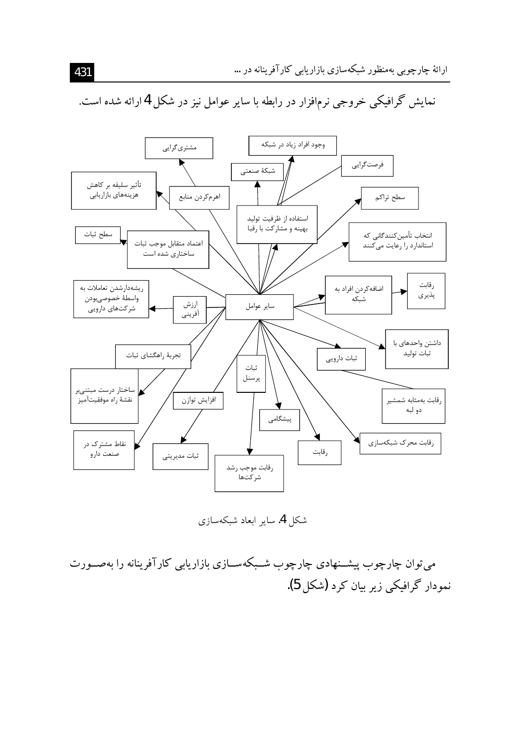نمایش گرافیکی خروجی نرم‌افزار در رابطه با سایر عوامل نیز در شکل 4 ارائه شده است.

- سایر عوامل
- مشتری‌گرایی
- وجود افراد زیاد در شبکه
- فرصت‌گرایی
- شبکهٔ صنعتی
- تأثیر سلیقه بر کاهش هزینه‌های بازاریابی
- اهرم‌کردن منابع
- سطح تراکم
- استفاده از ظرفیت تولید بهینه و مشارکت با رقبا
- انتخاب تأمین‌کنندگانی که استاندارد را رعایت می‌کنند
- سطح ثبات
- اعتماد متقابل موجب ثبات ساختاری شده است
- اضافه‌کردن افراد به شبکه
- رقابت پذیری
- ریشه‌دارشدن تعاملات به واسطهٔ خصوصی‌بودن شرکت‌های دارویی
- ارزش آفرینی
- داشتن واحدهای با ثبات تولید
- تجربهٔ راهگشای ثبات
- ثبات پرسنل
- ثبات دارویی
- ساختار درست مبتنی‌بر نقشهٔ راه موفقیت‌آمیز
- افزایش توازن
- رقابت به‌مثابه شمشیر دو لبه
- پیشگامی
- نقاط مشترک در صنعت دارو
- ثبات مدیریتی
- رقابت
- رقابت محرک شبکه‌سازی
- رقابت موجب رشد شرکت‌ها

شکل 4. سایر ابعاد شبکه‌سازی

می‌توان چارچوب پیشنهادی چارچوب شبکه‌سازی بازاریابی کارآفرینانه را به‌صورت نمودار گرافیکی زیر بیان کرد (شکل 5).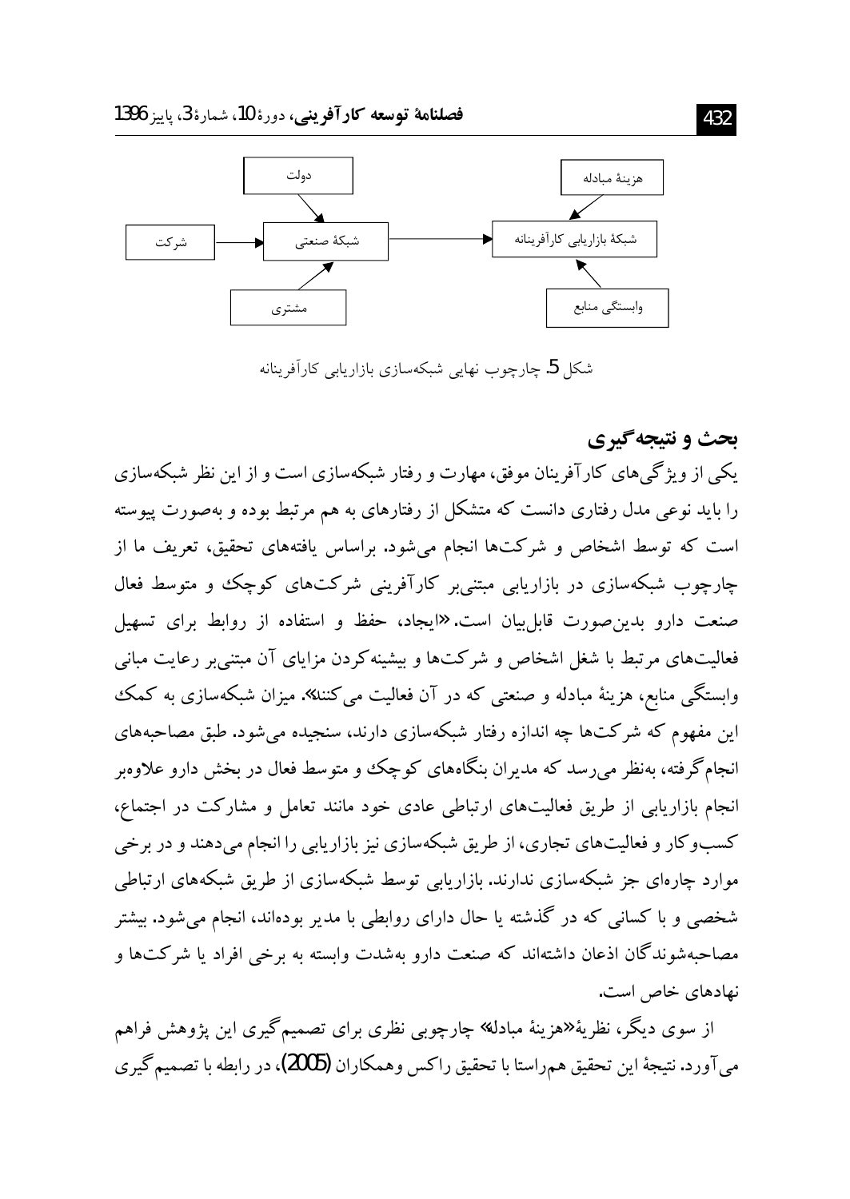دولت | هزینهٔ مبادله

شرکت ← شبکهٔ صنعتی ← شبکهٔ بازاریابی کارآفرینانه

مشتری | وابستگی منابع

شکل 5. چارچوب نهایی شبکه‌سازی بازاریابی کارآفرینانه

## بحث و نتیجه‌گیری

یکی از ویژگی‌های کارآفرینان موفق، مهارت و رفتار شبکه‌سازی است و از این نظر شبکه‌سازی را باید نوعی مدل رفتاری دانست که متشکل از رفتارهای به هم مرتبط بوده و به‌صورت پیوسته است که توسط اشخاص و شرکت‌ها انجام می‌شود. براساس یافته‌های تحقیق، تعریف ما از چارچوب شبکه‌سازی در بازاریابی مبتنی‌بر کارآفرینی شرکت‌های کوچک و متوسط فعال صنعت دارو بدین‌صورت قابل‌بیان است. «ایجاد، حفظ و استفاده از روابط برای تسهیل فعالیت‌های مرتبط با شغل اشخاص و شرکت‌ها و بیشینه‌کردن مزایای آن مبتنی‌بر رعایت مبانی وابستگی منابع، هزینهٔ مبادله و صنعتی که در آن فعالیت می‌کنند». میزان شبکه‌سازی به کمک این مفهوم که شرکت‌ها چه اندازه رفتار شبکه‌سازی دارند، سنجیده می‌شود. طبق مصاحبه‌های انجام‌گرفته، به‌نظر می‌رسد که مدیران بنگاه‌های کوچک و متوسط فعال در بخش دارو علاوه‌بر انجام بازاریابی از طریق فعالیت‌های ارتباطی عادی خود مانند تعامل و مشارکت در اجتماع، کسب‌وکار و فعالیت‌های تجاری، از طریق شبکه‌سازی نیز بازاریابی را انجام می‌دهند و در برخی موارد چاره‌ای جز شبکه‌سازی ندارند. بازاریابی توسط شبکه‌سازی از طریق شبکه‌های ارتباطی شخصی و با کسانی که در گذشته یا حال دارای روابطی با مدیر بوده‌اند، انجام می‌شود. بیشتر مصاحبه‌شوندگان اذعان داشته‌اند که صنعت دارو به‌شدت وابسته به برخی افراد یا شرکت‌ها و نهادهای خاص است.

از سوی دیگر، نظریهٔ «هزینهٔ مبادله» چارچوبی نظری برای تصمیم‌گیری این پژوهش فراهم می‌آورد. نتیجهٔ این تحقیق هم‌راستا با تحقیق راکس وهمکاران (2005)، در رابطه با تصمیم‌گیری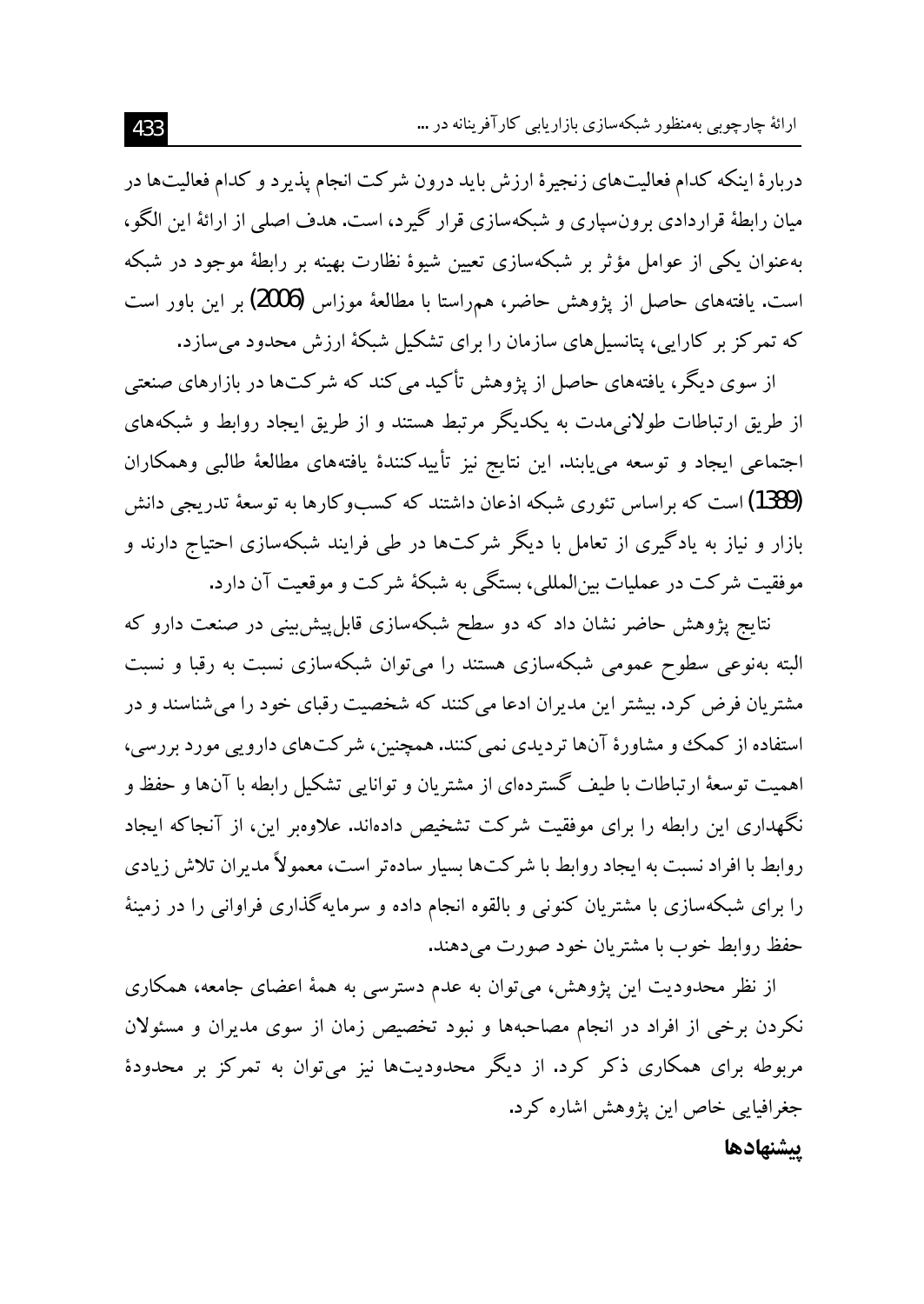دربارهٔ اینکه کدام فعالیت‌های زنجیرهٔ ارزش باید درون شرکت انجام پذیرد و کدام فعالیت‌ها در میان رابطهٔ قراردادی برون‌سپاری و شبکه‌سازی قرار گیرد، است. هدف اصلی از ارائهٔ این الگو، به‌عنوان یکی از عوامل مؤثر بر شبکه‌سازی تعیین شیوهٔ نظارت بهینه بر رابطهٔ موجود در شبکه است. یافته‌های حاصل از پژوهش حاضر، همراستا با مطالعهٔ موزاس (2006) بر این باور است که تمرکز بر کارایی، پتانسیل‌های سازمان را برای تشکیل شبکهٔ ارزش محدود می‌سازد.

از سوی دیگر، یافته‌های حاصل از پژوهش تأکید می‌کند که شرکت‌ها در بازارهای صنعتی از طریق ارتباطات طولانی‌مدت به یکدیگر مرتبط هستند و از طریق ایجاد روابط و شبکه‌های اجتماعی ایجاد و توسعه می‌یابند. این نتایج نیز تأییدکنندهٔ یافته‌های مطالعهٔ طالبی وهمکاران (1389) است که براساس تئوری شبکه اذعان داشتند که کسب‌وکارها به توسعهٔ تدریجی دانش بازار و نیاز به یادگیری از تعامل با دیگر شرکت‌ها در طی فرایند شبکه‌سازی احتیاج دارند و موفقیت شرکت در عملیات بین‌المللی، بستگی به شبکهٔ شرکت و موقعیت آن دارد.

نتایج پژوهش حاضر نشان داد که دو سطح شبکه‌سازی قابل‌پیش‌بینی در صنعت دارو که البته به‌نوعی سطوح عمومی شبکه‌سازی هستند را می‌توان شبکه‌سازی نسبت به رقبا و نسبت مشتریان فرض کرد. بیشتر این مدیران ادعا می‌کنند که شخصیت رقبای خود را می‌شناسند و در استفاده از کمک و مشاورهٔ آن‌ها تردیدی نمی‌کنند. همچنین، شرکت‌های دارویی مورد بررسی، اهمیت توسعهٔ ارتباطات با طیف گسترده‌ای از مشتریان و توانایی تشکیل رابطه با آن‌ها و حفظ و نگهداری این رابطه را برای موفقیت شرکت تشخیص داده‌اند. علاوه‌بر این، از آنجاکه ایجاد روابط با افراد نسبت به ایجاد روابط با شرکت‌ها بسیار ساده‌تر است، معمولاً مدیران تلاش زیادی را برای شبکه‌سازی با مشتریان کنونی و بالقوه انجام داده و سرمایه‌گذاری فراوانی را در زمینهٔ حفظ روابط خوب با مشتریان خود صورت می‌دهند.

از نظر محدودیت این پژوهش، می‌توان به عدم دسترسی به همهٔ اعضای جامعه، همکاری نکردن برخی از افراد در انجام مصاحبه‌ها و نبود تخصیص زمان از سوی مدیران و مسئولان مربوطه برای همکاری ذکر کرد. از دیگر محدودیت‌ها نیز می‌توان به تمرکز بر محدودهٔ جغرافیایی خاص این پژوهش اشاره کرد.

## پیشنهادها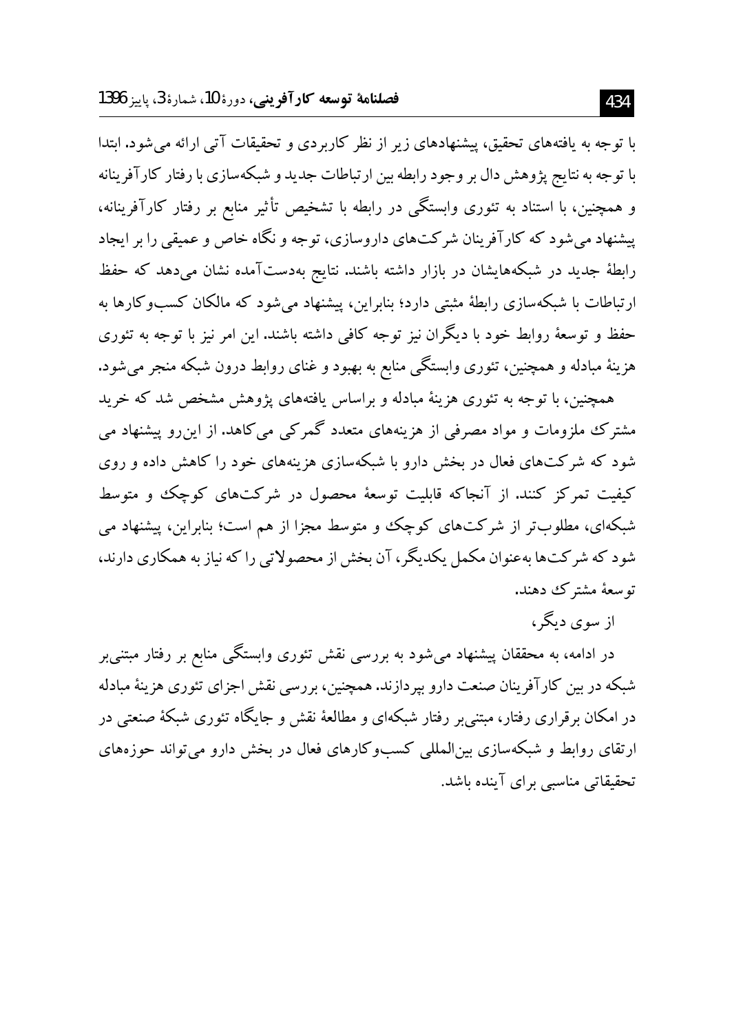با توجه به یافته‌های تحقیق، پیشنهادهای زیر از نظر کاربردی و تحقیقات آتی ارائه می‌شود. ابتدا با توجه به نتایج پژوهش دال بر وجود رابطه بین ارتباطات جدید و شبکه‌سازی با رفتار کارآفرینانه و همچنین، با استناد به تئوری وابستگی در رابطه با تشخیص تأثیر منابع بر رفتار کارآفرینانه، پیشنهاد می‌شود که کارآفرینان شرکت‌های داروسازی، توجه و نگاه خاص و عمیقی را بر ایجاد رابطهٔ جدید در شبکه‌هایشان در بازار داشته باشند. نتایج به‌دست‌آمده نشان می‌دهد که حفظ ارتباطات با شبکه‌سازی رابطهٔ مثبتی دارد؛ بنابراین، پیشنهاد می‌شود که مالکان کسب‌وکارها به حفظ و توسعهٔ روابط خود با دیگران نیز توجه کافی داشته باشند. این امر نیز با توجه به تئوری هزینهٔ مبادله و همچنین، تئوری وابستگی منابع به بهبود و غنای روابط درون شبکه منجر می‌شود.

همچنین، با توجه به تئوری هزینهٔ مبادله و براساس یافته‌های پژوهش مشخص شد که خرید مشترک ملزومات و مواد مصرفی از هزینه‌های متعدد گمرکی می‌کاهد. از این‌رو پیشنهاد می شود که شرکت‌های فعال در بخش دارو با شبکه‌سازی هزینه‌های خود را کاهش داده و روی کیفیت تمرکز کنند. از آنجاکه قابلیت توسعهٔ محصول در شرکت‌های کوچک و متوسط شبکه‌ای، مطلوب‌تر از شرکت‌های کوچک و متوسط مجزا از هم است؛ بنابراین، پیشنهاد می شود که شرکت‌ها به‌عنوان مکمل یکدیگر، آن بخش از محصولاتی را که نیاز به همکاری دارند، توسعهٔ مشترک دهند.

از سوی دیگر،

در ادامه، به محققان پیشنهاد می‌شود به بررسی نقش تئوری وابستگی منابع بر رفتار مبتنی‌بر شبکه در بین کارآفرینان صنعت دارو بپردازند. همچنین، بررسی نقش اجزای تئوری هزینهٔ مبادله در امکان برقراری رفتار، مبتنی‌بر رفتار شبکه‌ای و مطالعهٔ نقش و جایگاه تئوری شبکهٔ صنعتی در ارتقای روابط و شبکه‌سازی بین‌المللی کسب‌وکارهای فعال در بخش دارو می‌تواند حوزه‌های تحقیقاتی مناسبی برای آینده باشد.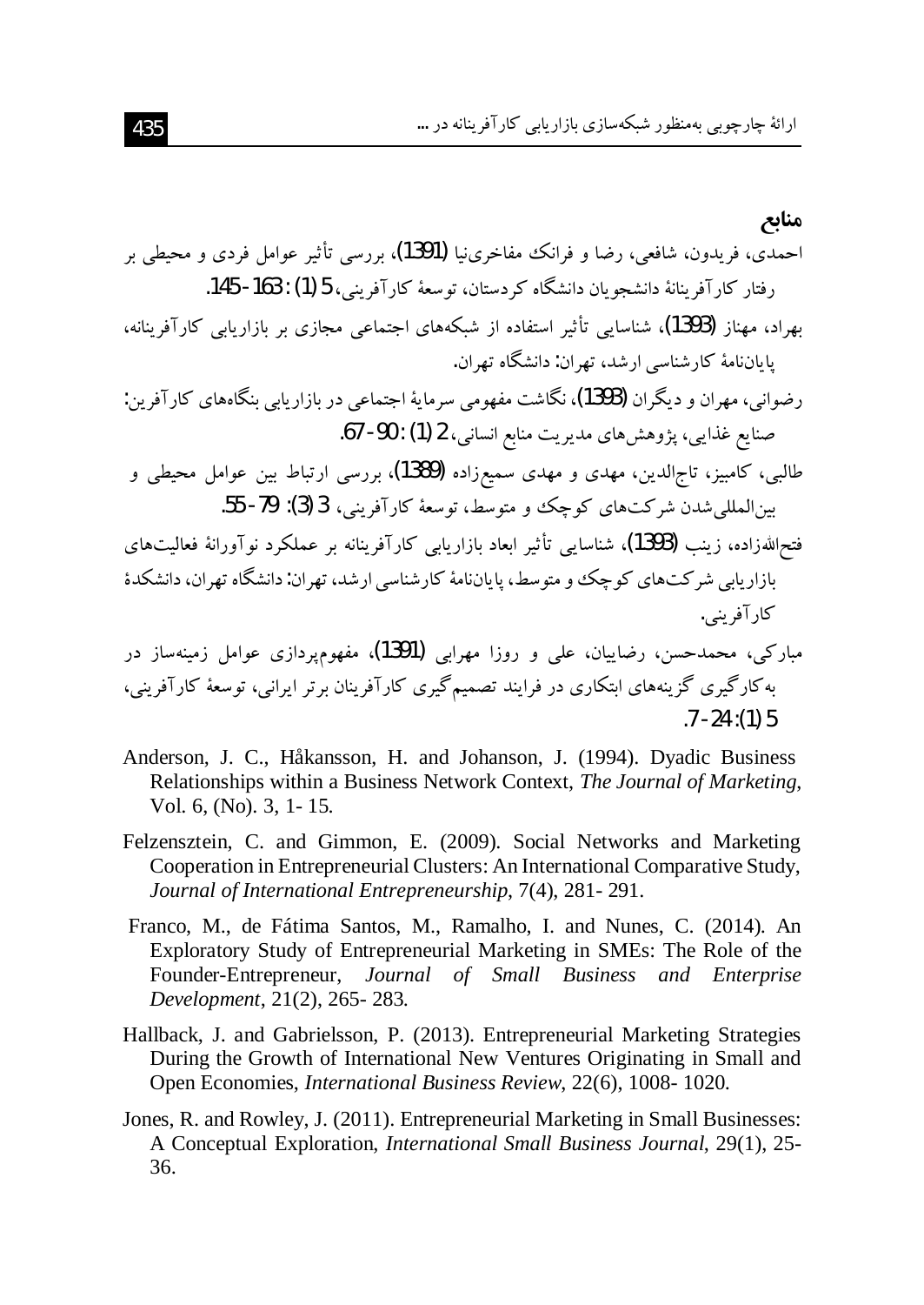## منابع

احمدی، فریدون، شافعی، رضا و فرانک مفاخری‌نیا (1391)، بررسی تأثیر عوامل فردی و محیطی بر رفتار کارآفرینانهٔ دانشجویان دانشگاه کردستان، توسعهٔ کارآفرینی، 5 (1) : 163- 145.

بهراد، مهناز (1393)، شناسایی تأثیر استفاده از شبکه‌های اجتماعی مجازی بر بازاریابی کارآفرینانه، پایان‌نامهٔ کارشناسی ارشد، تهران: دانشگاه تهران.

رضوانی، مهران و دیگران (1393)، نگاشت مفهومی سرمایهٔ اجتماعی در بازاریابی بنگاه‌های کارآفرین: صنایع غذایی، پژوهش‌های مدیریت منابع انسانی، 2 (1) : 90- 67.

طالبی، کامبیز، تاج‌الدین، مهدی و مهدی سمیع‌زاده (1389)، بررسی ارتباط بین عوامل محیطی و بین‌المللی‌شدن شرکت‌های کوچک و متوسط، توسعهٔ کارآفرینی، 3 (3): 79- 55.

فتح‌الله‌زاده، زینب (1393)، شناسایی تأثیر ابعاد بازاریابی کارآفرینانه بر عملکرد نوآورانهٔ فعالیت‌های بازاریابی شرکت‌های کوچک و متوسط، پایان‌نامهٔ کارشناسی ارشد، تهران: دانشگاه تهران، دانشکدهٔ کارآفرینی.

مبارکی، محمدحسن، رضاییان، علی و روزا مهرابی (1391)، مفهوم‌پردازی عوامل زمینه‌ساز در به‌کارگیری گزینه‌های ابتکاری در فرایند تصمیم‌گیری کارآفرینان برتر ایرانی، توسعهٔ کارآفرینی، 5 (1): 24- 7.

Anderson, J. C., Håkansson, H. and Johanson, J. (1994). Dyadic Business Relationships within a Business Network Context, *The Journal of Marketing*, Vol. 6, (No). 3, 1- 15.

Felzensztein, C. and Gimmon, E. (2009). Social Networks and Marketing Cooperation in Entrepreneurial Clusters: An International Comparative Study, *Journal of International Entrepreneurship*, 7(4), 281- 291.

Franco, M., de Fátima Santos, M., Ramalho, I. and Nunes, C. (2014). An Exploratory Study of Entrepreneurial Marketing in SMEs: The Role of the Founder-Entrepreneur, *Journal of Small Business and Enterprise Development*, 21(2), 265- 283.

Hallback, J. and Gabrielsson, P. (2013). Entrepreneurial Marketing Strategies During the Growth of International New Ventures Originating in Small and Open Economies, *International Business Review*, 22(6), 1008- 1020.

Jones, R. and Rowley, J. (2011). Entrepreneurial Marketing in Small Businesses: A Conceptual Exploration, *International Small Business Journal*, 29(1), 25- 36.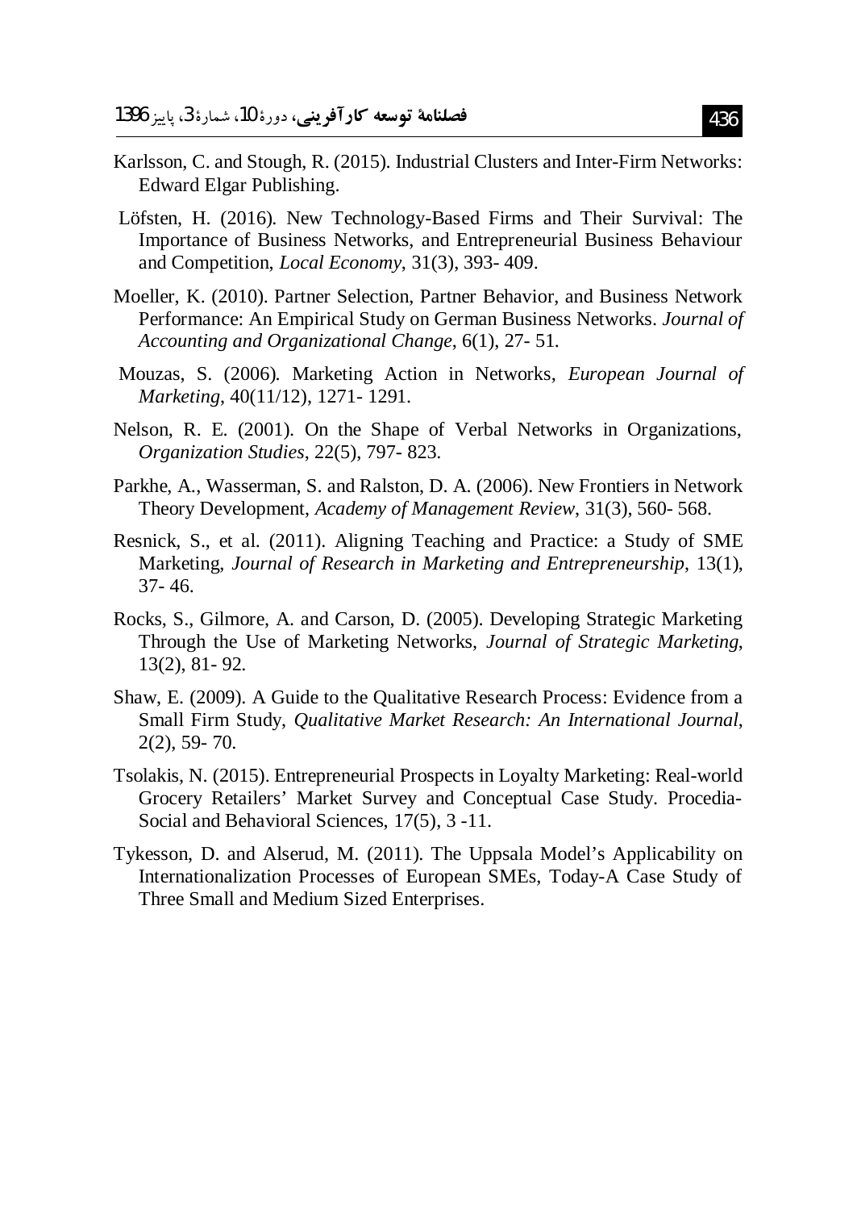Karlsson, C. and Stough, R. (2015). Industrial Clusters and Inter-Firm Networks: Edward Elgar Publishing.

Löfsten, H. (2016). New Technology-Based Firms and Their Survival: The Importance of Business Networks, and Entrepreneurial Business Behaviour and Competition, *Local Economy*, 31(3), 393- 409.

Moeller, K. (2010). Partner Selection, Partner Behavior, and Business Network Performance: An Empirical Study on German Business Networks. *Journal of Accounting and Organizational Change*, 6(1), 27- 51.

Mouzas, S. (2006). Marketing Action in Networks, *European Journal of Marketing*, 40(11/12), 1271- 1291.

Nelson, R. E. (2001). On the Shape of Verbal Networks in Organizations, *Organization Studies*, 22(5), 797- 823.

Parkhe, A., Wasserman, S. and Ralston, D. A. (2006). New Frontiers in Network Theory Development, *Academy of Management Review*, 31(3), 560- 568.

Resnick, S., et al. (2011). Aligning Teaching and Practice: a Study of SME Marketing, *Journal of Research in Marketing and Entrepreneurship*, 13(1), 37- 46.

Rocks, S., Gilmore, A. and Carson, D. (2005). Developing Strategic Marketing Through the Use of Marketing Networks, *Journal of Strategic Marketing*, 13(2), 81- 92.

Shaw, E. (2009). A Guide to the Qualitative Research Process: Evidence from a Small Firm Study, *Qualitative Market Research: An International Journal*, 2(2), 59- 70.

Tsolakis, N. (2015). Entrepreneurial Prospects in Loyalty Marketing: Real-world Grocery Retailers' Market Survey and Conceptual Case Study. Procedia-Social and Behavioral Sciences, 17(5), 3 -11.

Tykesson, D. and Alserud, M. (2011). The Uppsala Model's Applicability on Internationalization Processes of European SMEs, Today-A Case Study of Three Small and Medium Sized Enterprises.